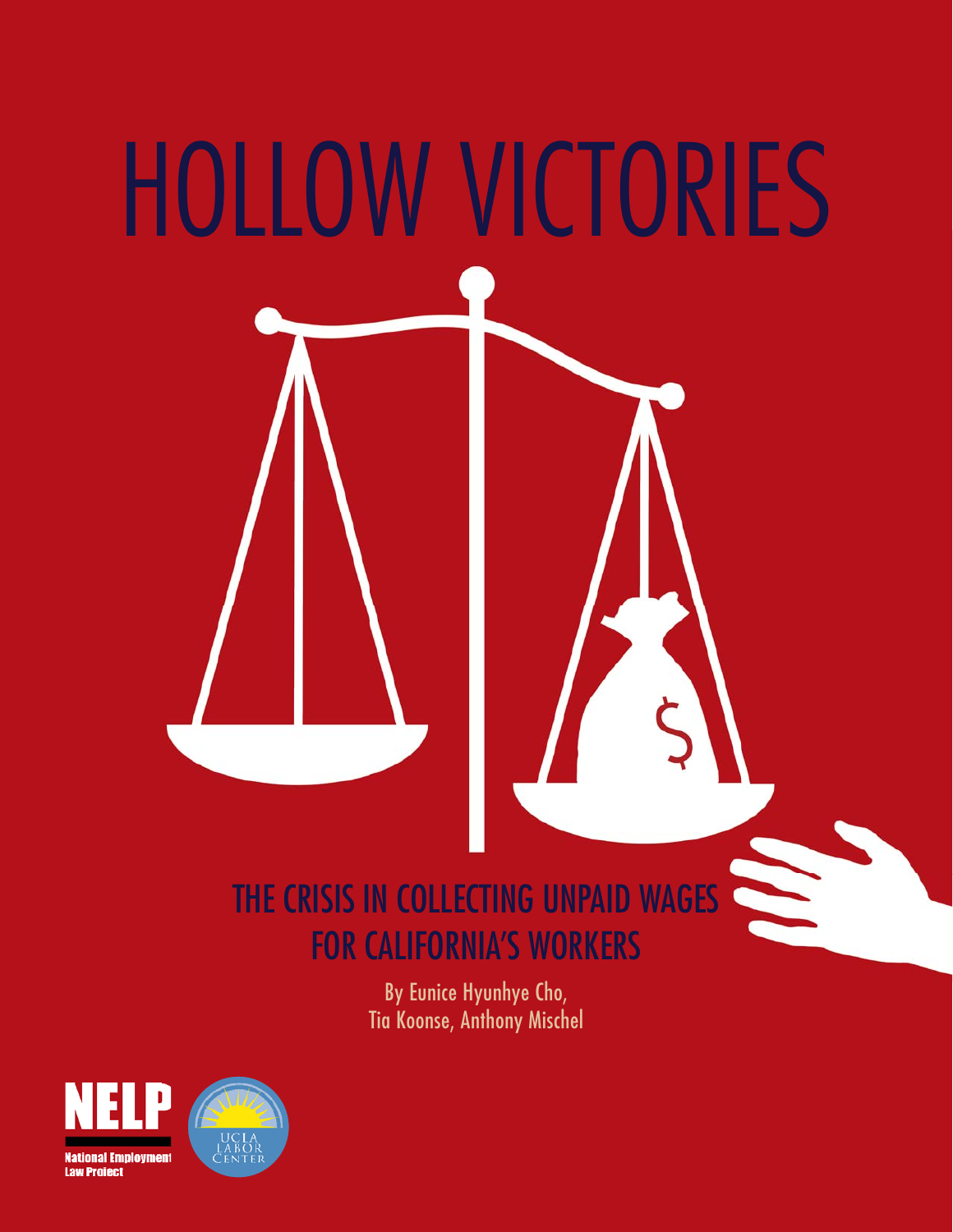# HOLLOW VICTORIES

## THE CRISIS IN COLLECTING UNPAID WAGES FOR CALIFORNIA'S WORKERS

By Eunice Hyunhye Cho, Tia Koonse, Anthony Mischel

NELP National Employment Law Project

UCLA LABOR CENTER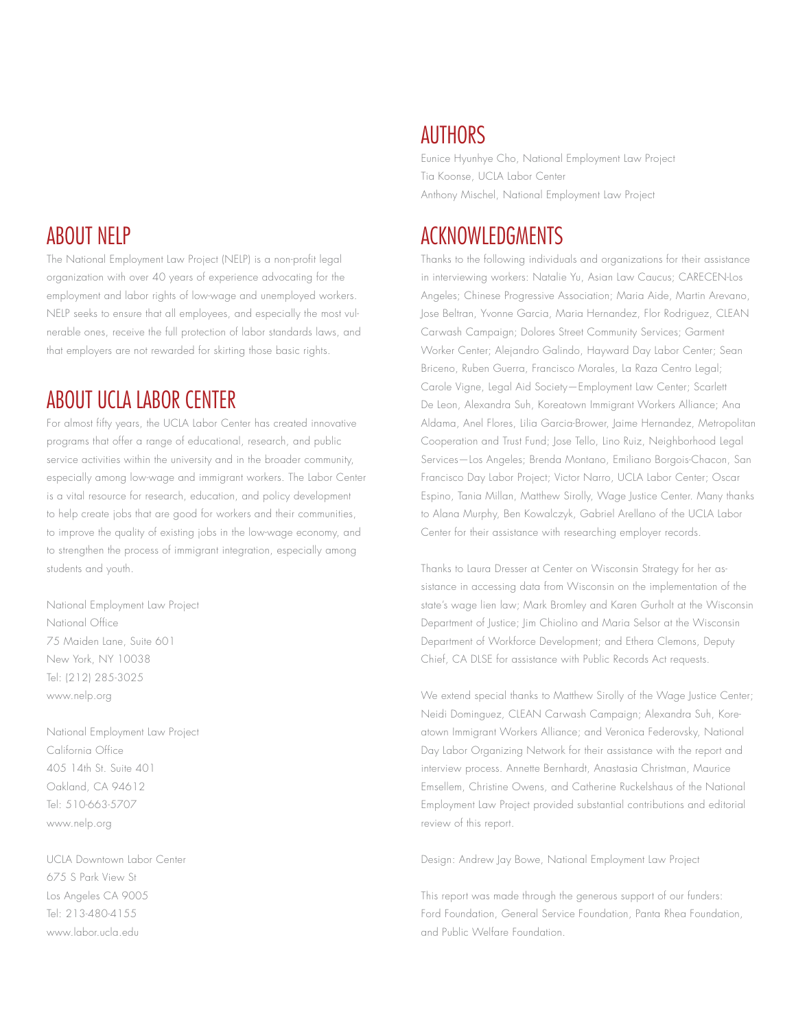## ABOUT NELP

The National Employment Law Project (NELP) is a non-profit legal organization with over 40 years of experience advocating for the employment and labor rights of low-wage and unemployed workers. NELP seeks to ensure that all employees, and especially the most vulnerable ones, receive the full protection of labor standards laws, and that employers are not rewarded for skirting those basic rights.

## ABOUT UCLA LABOR CENTER

For almost fifty years, the UCLA Labor Center has created innovative programs that offer a range of educational, research, and public service activities within the university and in the broader community, especially among low-wage and immigrant workers. The Labor Center is a vital resource for research, education, and policy development to help create jobs that are good for workers and their communities, to improve the quality of existing jobs in the low-wage economy, and to strengthen the process of immigrant integration, especially among students and youth.

National Employment Law Project
National Office
75 Maiden Lane, Suite 601
New York, NY 10038
Tel: (212) 285-3025
www.nelp.org

National Employment Law Project
California Office
405 14th St. Suite 401
Oakland, CA 94612
Tel: 510-663-5707
www.nelp.org

UCLA Downtown Labor Center
675 S Park View St
Los Angeles CA 9005
Tel: 213-480-4155
www.labor.ucla.edu

## AUTHORS

Eunice Hyunhye Cho, National Employment Law Project
Tia Koonse, UCLA Labor Center
Anthony Mischel, National Employment Law Project

## ACKNOWLEDGMENTS

Thanks to the following individuals and organizations for their assistance in interviewing workers: Natalie Yu, Asian Law Caucus; CARECEN-Los Angeles; Chinese Progressive Association; Maria Aide, Martin Arevano, Jose Beltran, Yvonne Garcia, Maria Hernandez, Flor Rodriguez, CLEAN Carwash Campaign; Dolores Street Community Services; Garment Worker Center; Alejandro Galindo, Hayward Day Labor Center; Sean Briceno, Ruben Guerra, Francisco Morales, La Raza Centro Legal; Carole Vigne, Legal Aid Society—Employment Law Center; Scarlett De Leon, Alexandra Suh, Koreatown Immigrant Workers Alliance; Ana Aldama, Anel Flores, Lilia Garcia-Brower, Jaime Hernandez, Metropolitan Cooperation and Trust Fund; Jose Tello, Lino Ruiz, Neighborhood Legal Services—Los Angeles; Brenda Montano, Emiliano Borgois-Chacon, San Francisco Day Labor Project; Victor Narro, UCLA Labor Center; Oscar Espino, Tania Millan, Matthew Sirolly, Wage Justice Center. Many thanks to Alana Murphy, Ben Kowalczyk, Gabriel Arellano of the UCLA Labor Center for their assistance with researching employer records.

Thanks to Laura Dresser at Center on Wisconsin Strategy for her assistance in accessing data from Wisconsin on the implementation of the state's wage lien law; Mark Bromley and Karen Gurholt at the Wisconsin Department of Justice; Jim Chiolino and Maria Selsor at the Wisconsin Department of Workforce Development; and Ethera Clemons, Deputy Chief, CA DLSE for assistance with Public Records Act requests.

We extend special thanks to Matthew Sirolly of the Wage Justice Center; Neidi Dominguez, CLEAN Carwash Campaign; Alexandra Suh, Koreatown Immigrant Workers Alliance; and Veronica Federovsky, National Day Labor Organizing Network for their assistance with the report and interview process. Annette Bernhardt, Anastasia Christman, Maurice Emsellem, Christine Owens, and Catherine Ruckelshaus of the National Employment Law Project provided substantial contributions and editorial review of this report.

Design: Andrew Jay Bowe, National Employment Law Project

This report was made through the generous support of our funders: Ford Foundation, General Service Foundation, Panta Rhea Foundation, and Public Welfare Foundation.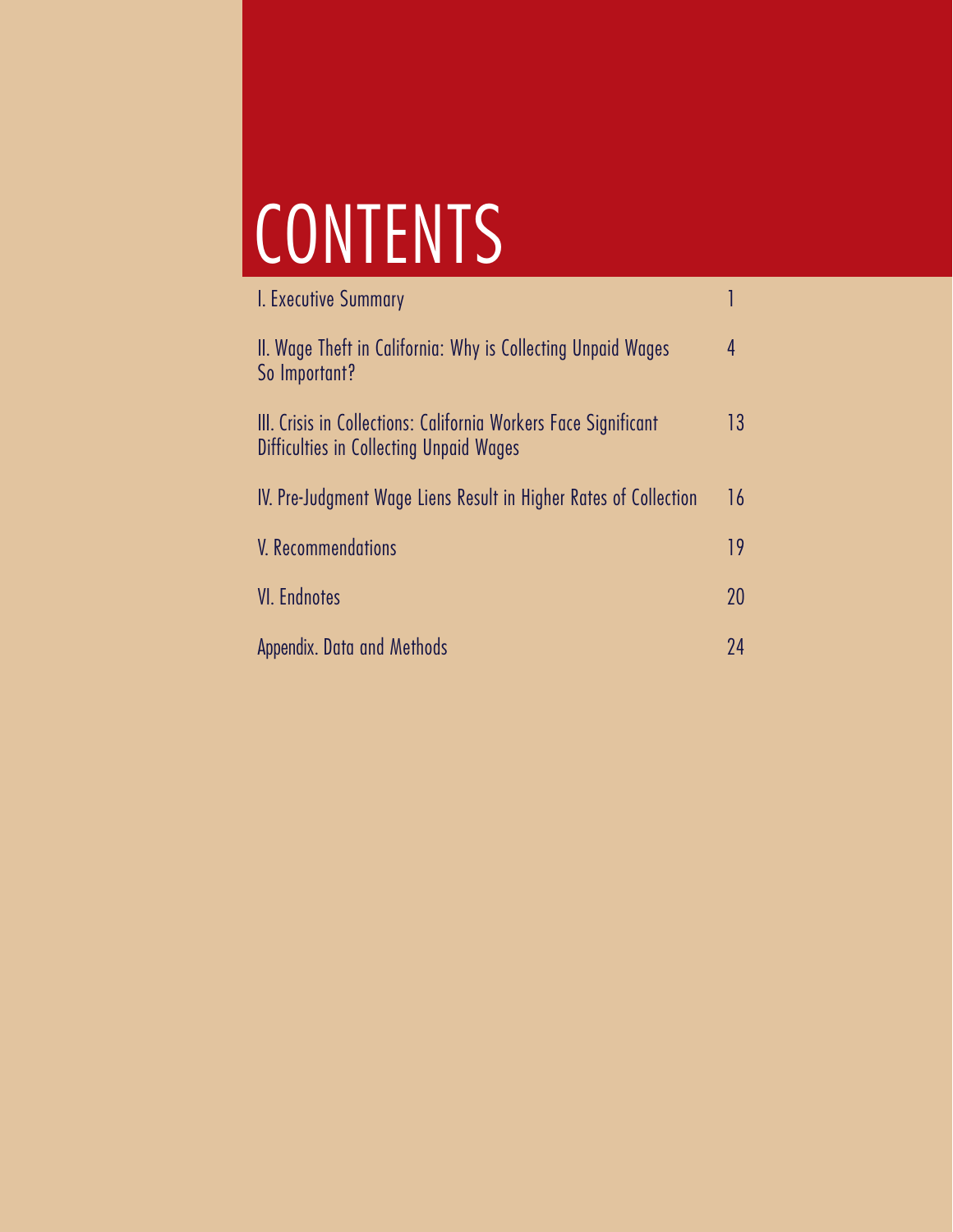# CONTENTS

| | |
|---|---|
| I. Executive Summary | 1 |
| II. Wage Theft in California: Why is Collecting Unpaid Wages So Important? | 4 |
| III. Crisis in Collections: California Workers Face Significant Difficulties in Collecting Unpaid Wages | 13 |
| IV. Pre-Judgment Wage Liens Result in Higher Rates of Collection | 16 |
| V. Recommendations | 19 |
| VI. Endnotes | 20 |
| Appendix. Data and Methods | 24 |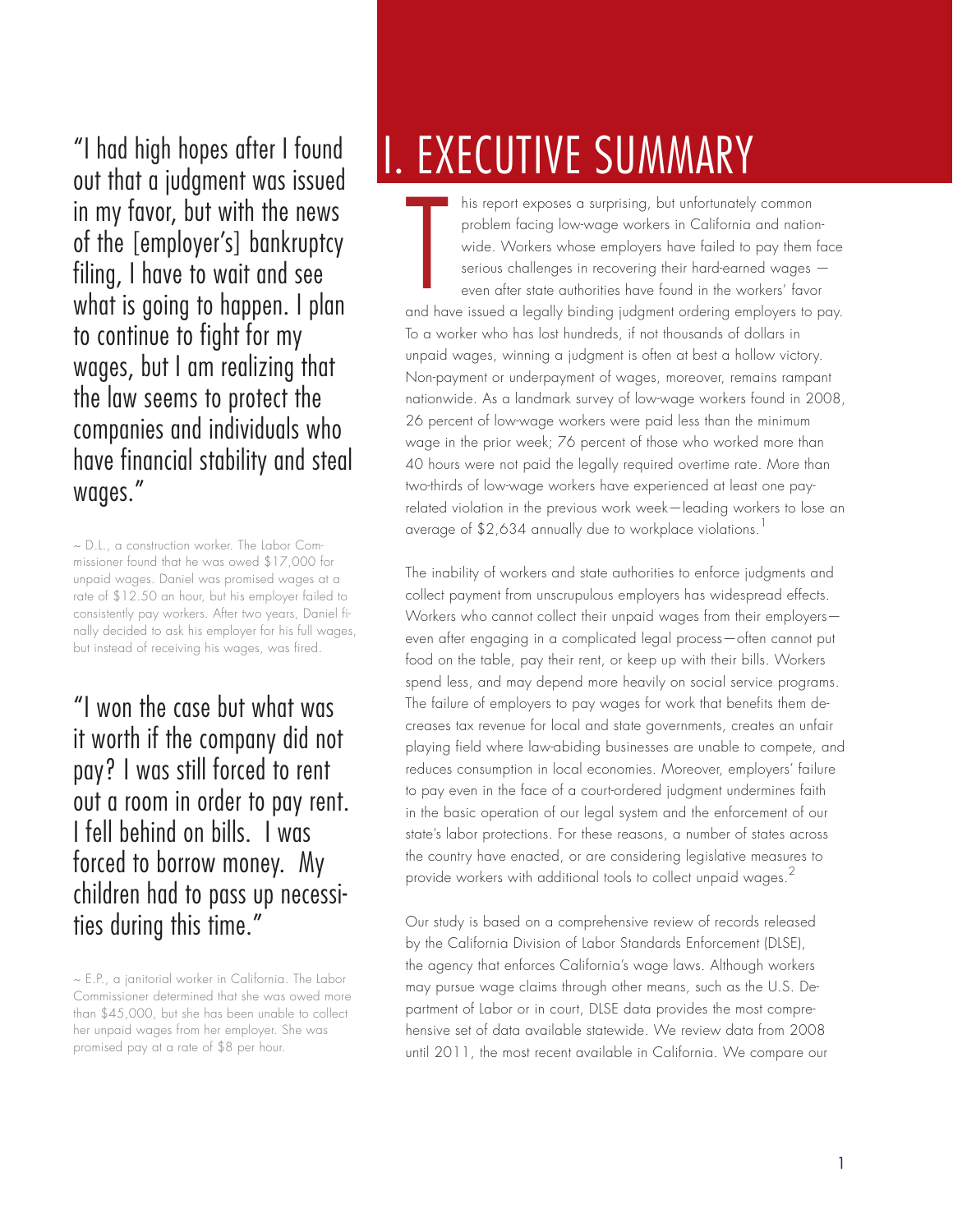# I. EXECUTIVE SUMMARY

This report exposes a surprising, but unfortunately common problem facing low-wage workers in California and nationwide. Workers whose employers have failed to pay them face serious challenges in recovering their hard-earned wages — even after state authorities have found in the workers' favor and have issued a legally binding judgment ordering employers to pay. To a worker who has lost hundreds, if not thousands of dollars in unpaid wages, winning a judgment is often at best a hollow victory. Non-payment or underpayment of wages, moreover, remains rampant nationwide. As a landmark survey of low-wage workers found in 2008, 26 percent of low-wage workers were paid less than the minimum wage in the prior week; 76 percent of those who worked more than 40 hours were not paid the legally required overtime rate. More than two-thirds of low-wage workers have experienced at least one pay-related violation in the previous work week—leading workers to lose an average of $2,634 annually due to workplace violations.[1]

The inability of workers and state authorities to enforce judgments and collect payment from unscrupulous employers has widespread effects. Workers who cannot collect their unpaid wages from their employers—even after engaging in a complicated legal process—often cannot put food on the table, pay their rent, or keep up with their bills. Workers spend less, and may depend more heavily on social service programs. The failure of employers to pay wages for work that benefits them decreases tax revenue for local and state governments, creates an unfair playing field where law-abiding businesses are unable to compete, and reduces consumption in local economies. Moreover, employers' failure to pay even in the face of a court-ordered judgment undermines faith in the basic operation of our legal system and the enforcement of our state's labor protections. For these reasons, a number of states across the country have enacted, or are considering legislative measures to provide workers with additional tools to collect unpaid wages.[2]

Our study is based on a comprehensive review of records released by the California Division of Labor Standards Enforcement (DLSE), the agency that enforces California's wage laws. Although workers may pursue wage claims through other means, such as the U.S. Department of Labor or in court, DLSE data provides the most comprehensive set of data available statewide. We review data from 2008 until 2011, the most recent available in California. We compare our

"I had high hopes after I found out that a judgment was issued in my favor, but with the news of the [employer's] bankruptcy filing, I have to wait and see what is going to happen. I plan to continue to fight for my wages, but I am realizing that the law seems to protect the companies and individuals who have financial stability and steal wages."

~ D.L., a construction worker. The Labor Commissioner found that he was owed $17,000 for unpaid wages. Daniel was promised wages at a rate of $12.50 an hour, but his employer failed to consistently pay workers. After two years, Daniel finally decided to ask his employer for his full wages, but instead of receiving his wages, was fired.

"I won the case but what was it worth if the company did not pay? I was still forced to rent out a room in order to pay rent. I fell behind on bills. I was forced to borrow money. My children had to pass up necessities during this time."

~ E.P., a janitorial worker in California. The Labor Commissioner determined that she was owed more than $45,000, but she has been unable to collect her unpaid wages from her employer. She was promised pay at a rate of $8 per hour.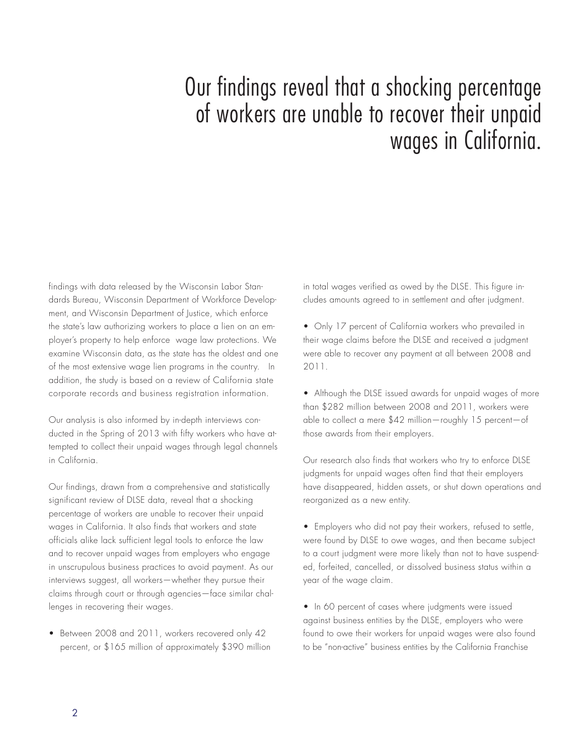# Our findings reveal that a shocking percentage of workers are unable to recover their unpaid wages in California.

findings with data released by the Wisconsin Labor Standards Bureau, Wisconsin Department of Workforce Development, and Wisconsin Department of Justice, which enforce the state's law authorizing workers to place a lien on an employer's property to help enforce wage law protections. We examine Wisconsin data, as the state has the oldest and one of the most extensive wage lien programs in the country. In addition, the study is based on a review of California state corporate records and business registration information.

Our analysis is also informed by in-depth interviews conducted in the Spring of 2013 with fifty workers who have attempted to collect their unpaid wages through legal channels in California.

Our findings, drawn from a comprehensive and statistically significant review of DLSE data, reveal that a shocking percentage of workers are unable to recover their unpaid wages in California. It also finds that workers and state officials alike lack sufficient legal tools to enforce the law and to recover unpaid wages from employers who engage in unscrupulous business practices to avoid payment. As our interviews suggest, all workers—whether they pursue their claims through court or through agencies—face similar challenges in recovering their wages.

- Between 2008 and 2011, workers recovered only 42 percent, or $165 million of approximately $390 million in total wages verified as owed by the DLSE. This figure includes amounts agreed to in settlement and after judgment.

- Only 17 percent of California workers who prevailed in their wage claims before the DLSE and received a judgment were able to recover any payment at all between 2008 and 2011.

- Although the DLSE issued awards for unpaid wages of more than $282 million between 2008 and 2011, workers were able to collect a mere $42 million—roughly 15 percent—of those awards from their employers.

Our research also finds that workers who try to enforce DLSE judgments for unpaid wages often find that their employers have disappeared, hidden assets, or shut down operations and reorganized as a new entity.

- Employers who did not pay their workers, refused to settle, were found by DLSE to owe wages, and then became subject to a court judgment were more likely than not to have suspended, forfeited, cancelled, or dissolved business status within a year of the wage claim.

- In 60 percent of cases where judgments were issued against business entities by the DLSE, employers who were found to owe their workers for unpaid wages were also found to be "non-active" business entities by the California Franchise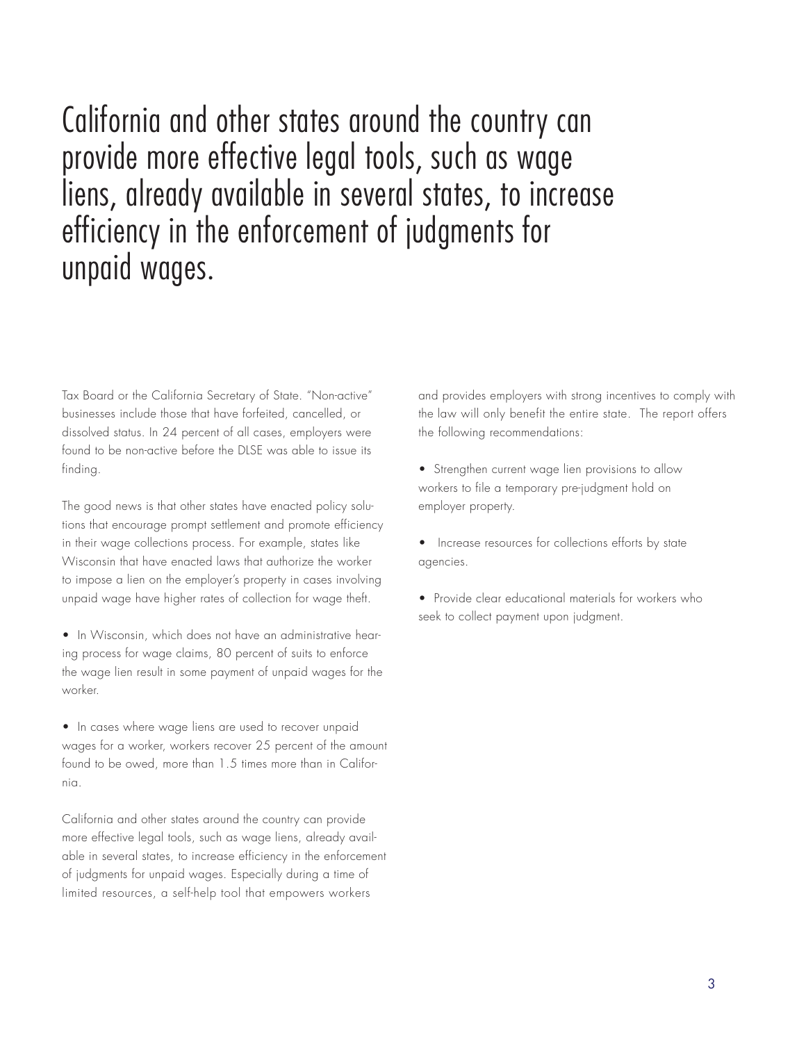# California and other states around the country can provide more effective legal tools, such as wage liens, already available in several states, to increase efficiency in the enforcement of judgments for unpaid wages.

Tax Board or the California Secretary of State. "Non-active" businesses include those that have forfeited, cancelled, or dissolved status. In 24 percent of all cases, employers were found to be non-active before the DLSE was able to issue its finding.

The good news is that other states have enacted policy solutions that encourage prompt settlement and promote efficiency in their wage collections process. For example, states like Wisconsin that have enacted laws that authorize the worker to impose a lien on the employer's property in cases involving unpaid wage have higher rates of collection for wage theft.

- In Wisconsin, which does not have an administrative hearing process for wage claims, 80 percent of suits to enforce the wage lien result in some payment of unpaid wages for the worker.

- In cases where wage liens are used to recover unpaid wages for a worker, workers recover 25 percent of the amount found to be owed, more than 1.5 times more than in California.

California and other states around the country can provide more effective legal tools, such as wage liens, already available in several states, to increase efficiency in the enforcement of judgments for unpaid wages. Especially during a time of limited resources, a self-help tool that empowers workers and provides employers with strong incentives to comply with the law will only benefit the entire state. The report offers the following recommendations:

- Strengthen current wage lien provisions to allow workers to file a temporary pre-judgment hold on employer property.

- Increase resources for collections efforts by state agencies.

- Provide clear educational materials for workers who seek to collect payment upon judgment.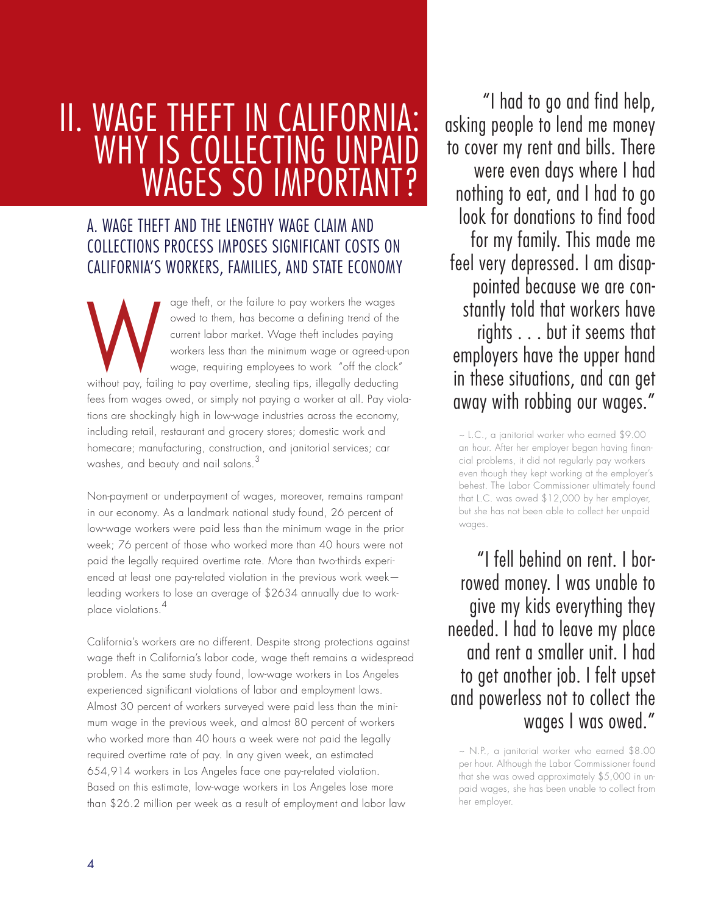# II. WAGE THEFT IN CALIFORNIA: WHY IS COLLECTING UNPAID WAGES SO IMPORTANT?

## A. WAGE THEFT AND THE LENGTHY WAGE CLAIM AND COLLECTIONS PROCESS IMPOSES SIGNIFICANT COSTS ON CALIFORNIA'S WORKERS, FAMILIES, AND STATE ECONOMY

Wage theft, or the failure to pay workers the wages owed to them, has become a defining trend of the current labor market. Wage theft includes paying workers less than the minimum wage or agreed-upon wage, requiring employees to work "off the clock" without pay, failing to pay overtime, stealing tips, illegally deducting fees from wages owed, or simply not paying a worker at all. Pay violations are shockingly high in low-wage industries across the economy, including retail, restaurant and grocery stores; domestic work and homecare; manufacturing, construction, and janitorial services; car washes, and beauty and nail salons.[3]

Non-payment or underpayment of wages, moreover, remains rampant in our economy. As a landmark national study found, 26 percent of low-wage workers were paid less than the minimum wage in the prior week; 76 percent of those who worked more than 40 hours were not paid the legally required overtime rate. More than two-thirds experienced at least one pay-related violation in the previous work week—leading workers to lose an average of $2634 annually due to workplace violations.[4]

California's workers are no different. Despite strong protections against wage theft in California's labor code, wage theft remains a widespread problem. As the same study found, low-wage workers in Los Angeles experienced significant violations of labor and employment laws. Almost 30 percent of workers surveyed were paid less than the minimum wage in the previous week, and almost 80 percent of workers who worked more than 40 hours a week were not paid the legally required overtime rate of pay. In any given week, an estimated 654,914 workers in Los Angeles face one pay-related violation. Based on this estimate, low-wage workers in Los Angeles lose more than $26.2 million per week as a result of employment and labor law

> "I had to go and find help, asking people to lend me money to cover my rent and bills. There were even days where I had nothing to eat, and I had to go look for donations to find food for my family. This made me feel very depressed. I am disappointed because we are constantly told that workers have rights . . . but it seems that employers have the upper hand in these situations, and can get away with robbing our wages."

~ L.C., a janitorial worker who earned $9.00 an hour. After her employer began having financial problems, it did not regularly pay workers even though they kept working at the employer's behest. The Labor Commissioner ultimately found that L.C. was owed $12,000 by her employer, but she has not been able to collect her unpaid wages.

> "I fell behind on rent. I borrowed money. I was unable to give my kids everything they needed. I had to leave my place and rent a smaller unit. I had to get another job. I felt upset and powerless not to collect the wages I was owed."

~ N.P., a janitorial worker who earned $8.00 per hour. Although the Labor Commissioner found that she was owed approximately $5,000 in unpaid wages, she has been unable to collect from her employer.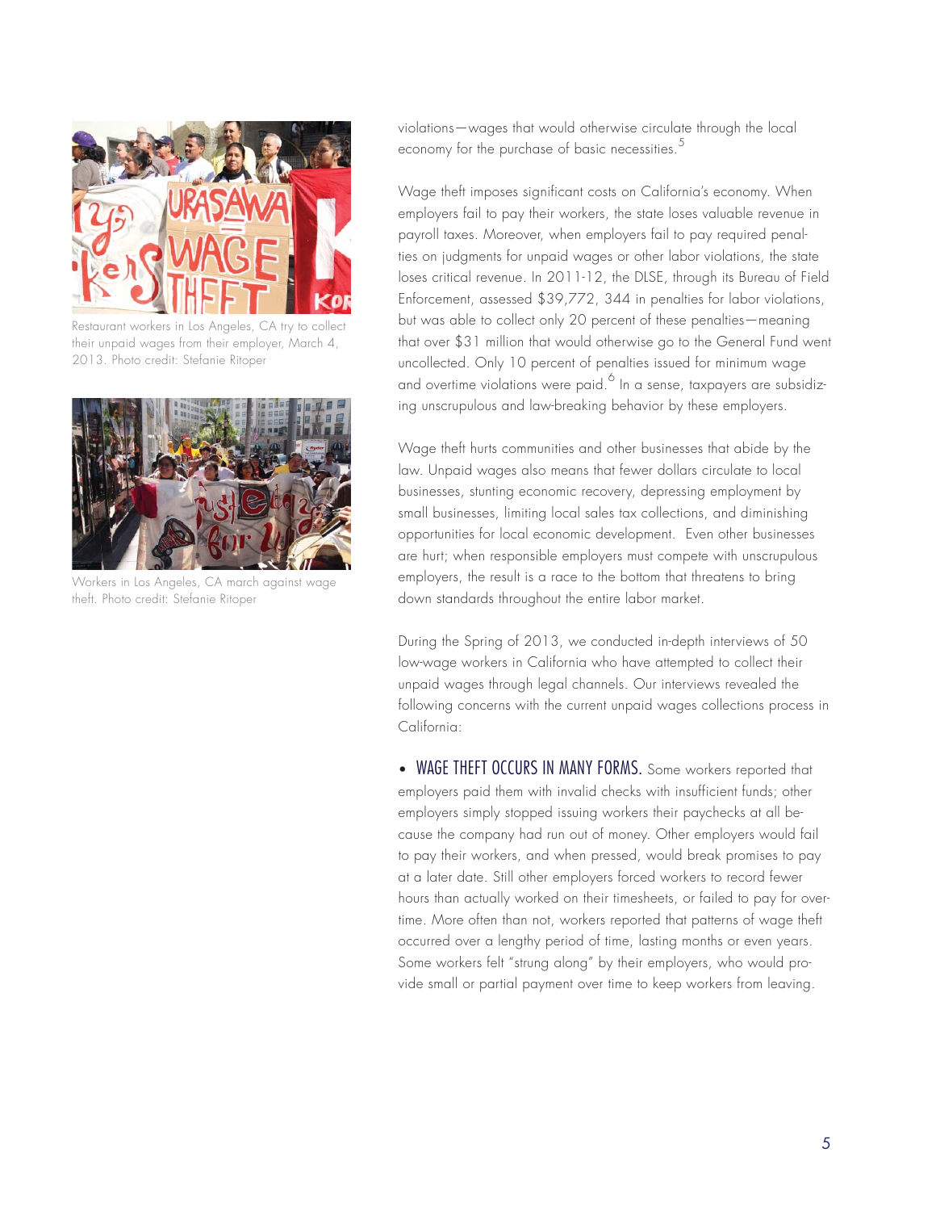Restaurant workers in Los Angeles, CA try to collect their unpaid wages from their employer, March 4, 2013. Photo credit: Stefanie Ritoper

Workers in Los Angeles, CA march against wage theft. Photo credit: Stefanie Ritoper

violations—wages that would otherwise circulate through the local economy for the purchase of basic necessities.[5]

Wage theft imposes significant costs on California's economy. When employers fail to pay their workers, the state loses valuable revenue in payroll taxes. Moreover, when employers fail to pay required penalties on judgments for unpaid wages or other labor violations, the state loses critical revenue. In 2011-12, the DLSE, through its Bureau of Field Enforcement, assessed $39,772, 344 in penalties for labor violations, but was able to collect only 20 percent of these penalties—meaning that over $31 million that would otherwise go to the General Fund went uncollected. Only 10 percent of penalties issued for minimum wage and overtime violations were paid.[6] In a sense, taxpayers are subsidizing unscrupulous and law-breaking behavior by these employers.

Wage theft hurts communities and other businesses that abide by the law. Unpaid wages also means that fewer dollars circulate to local businesses, stunting economic recovery, depressing employment by small businesses, limiting local sales tax collections, and diminishing opportunities for local economic development. Even other businesses are hurt; when responsible employers must compete with unscrupulous employers, the result is a race to the bottom that threatens to bring down standards throughout the entire labor market.

During the Spring of 2013, we conducted in-depth interviews of 50 low-wage workers in California who have attempted to collect their unpaid wages through legal channels. Our interviews revealed the following concerns with the current unpaid wages collections process in California:

- **WAGE THEFT OCCURS IN MANY FORMS.** Some workers reported that employers paid them with invalid checks with insufficient funds; other employers simply stopped issuing workers their paychecks at all because the company had run out of money. Other employers would fail to pay their workers, and when pressed, would break promises to pay at a later date. Still other employers forced workers to record fewer hours than actually worked on their timesheets, or failed to pay for overtime. More often than not, workers reported that patterns of wage theft occurred over a lengthy period of time, lasting months or even years. Some workers felt "strung along" by their employers, who would provide small or partial payment over time to keep workers from leaving.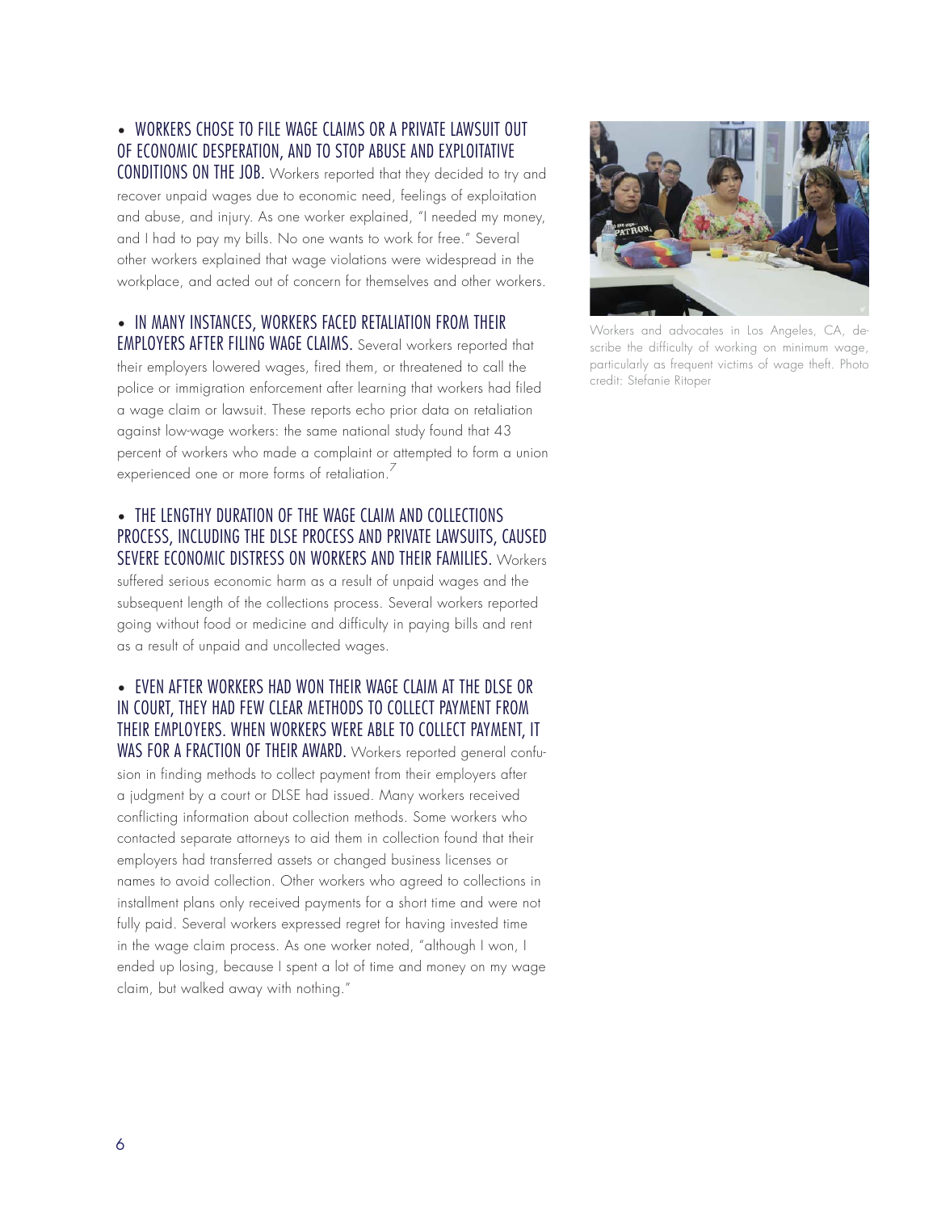- **WORKERS CHOSE TO FILE WAGE CLAIMS OR A PRIVATE LAWSUIT OUT OF ECONOMIC DESPERATION, AND TO STOP ABUSE AND EXPLOITATIVE CONDITIONS ON THE JOB.** Workers reported that they decided to try and recover unpaid wages due to economic need, feelings of exploitation and abuse, and injury. As one worker explained, "I needed my money, and I had to pay my bills. No one wants to work for free." Several other workers explained that wage violations were widespread in the workplace, and acted out of concern for themselves and other workers.

- **IN MANY INSTANCES, WORKERS FACED RETALIATION FROM THEIR EMPLOYERS AFTER FILING WAGE CLAIMS.** Several workers reported that their employers lowered wages, fired them, or threatened to call the police or immigration enforcement after learning that workers had filed a wage claim or lawsuit. These reports echo prior data on retaliation against low-wage workers: the same national study found that 43 percent of workers who made a complaint or attempted to form a union experienced one or more forms of retaliation.[7]

- **THE LENGTHY DURATION OF THE WAGE CLAIM AND COLLECTIONS PROCESS, INCLUDING THE DLSE PROCESS AND PRIVATE LAWSUITS, CAUSED SEVERE ECONOMIC DISTRESS ON WORKERS AND THEIR FAMILIES.** Workers suffered serious economic harm as a result of unpaid wages and the subsequent length of the collections process. Several workers reported going without food or medicine and difficulty in paying bills and rent as a result of unpaid and uncollected wages.

- **EVEN AFTER WORKERS HAD WON THEIR WAGE CLAIM AT THE DLSE OR IN COURT, THEY HAD FEW CLEAR METHODS TO COLLECT PAYMENT FROM THEIR EMPLOYERS. WHEN WORKERS WERE ABLE TO COLLECT PAYMENT, IT WAS FOR A FRACTION OF THEIR AWARD.** Workers reported general confusion in finding methods to collect payment from their employers after a judgment by a court or DLSE had issued. Many workers received conflicting information about collection methods. Some workers who contacted separate attorneys to aid them in collection found that their employers had transferred assets or changed business licenses or names to avoid collection. Other workers who agreed to collections in installment plans only received payments for a short time and were not fully paid. Several workers expressed regret for having invested time in the wage claim process. As one worker noted, "although I won, I ended up losing, because I spent a lot of time and money on my wage claim, but walked away with nothing."

Workers and advocates in Los Angeles, CA, describe the difficulty of working on minimum wage, particularly as frequent victims of wage theft. Photo credit: Stefanie Ritoper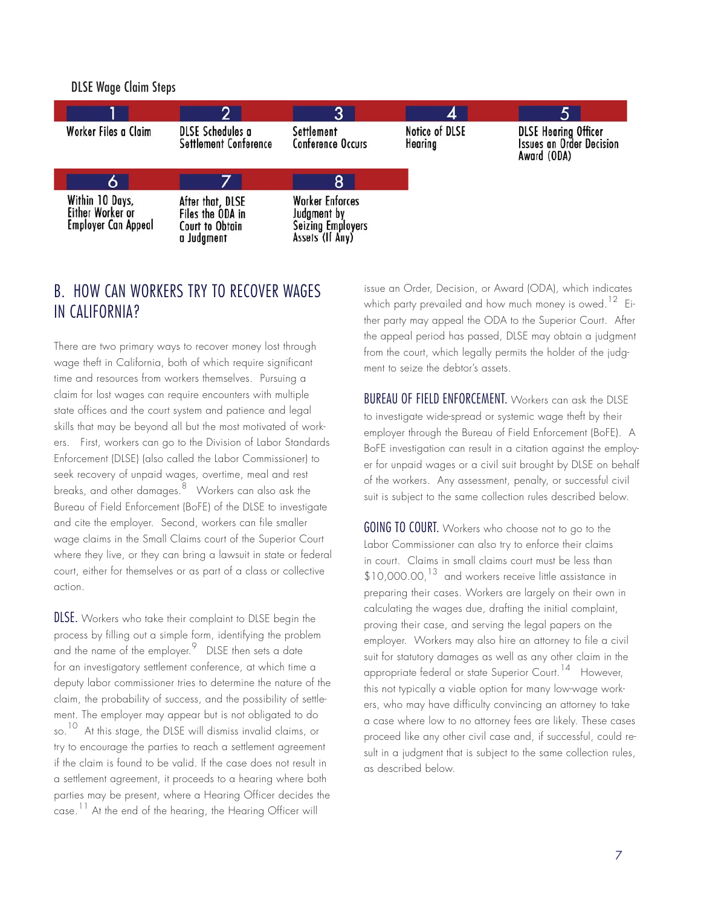DLSE Wage Claim Steps

1. Worker Files a Claim
2. DLSE Schedules a Settlement Conference
3. Settlement Conference Occurs
4. Notice of DLSE Hearing
5. DLSE Hearing Officer Issues an Order Decision Award (ODA)
6. Within 10 Days, Either Worker or Employer Can Appeal
7. After that, DLSE Files the ODA in Court to Obtain a Judgment
8. Worker Enforces Judgment by Seizing Employers Assets (If Any)

## B. HOW CAN WORKERS TRY TO RECOVER WAGES IN CALIFORNIA?

There are two primary ways to recover money lost through wage theft in California, both of which require significant time and resources from workers themselves. Pursuing a claim for lost wages can require encounters with multiple state offices and the court system and patience and legal skills that may be beyond all but the most motivated of workers. First, workers can go to the Division of Labor Standards Enforcement (DLSE) (also called the Labor Commissioner) to seek recovery of unpaid wages, overtime, meal and rest breaks, and other damages.[8] Workers can also ask the Bureau of Field Enforcement (BoFE) of the DLSE to investigate and cite the employer. Second, workers can file smaller wage claims in the Small Claims court of the Superior Court where they live, or they can bring a lawsuit in state or federal court, either for themselves or as part of a class or collective action.

**DLSE.** Workers who take their complaint to DLSE begin the process by filling out a simple form, identifying the problem and the name of the employer.[9] DLSE then sets a date for an investigatory settlement conference, at which time a deputy labor commissioner tries to determine the nature of the claim, the probability of success, and the possibility of settlement. The employer may appear but is not obligated to do so.[10] At this stage, the DLSE will dismiss invalid claims, or try to encourage the parties to reach a settlement agreement if the claim is found to be valid. If the case does not result in a settlement agreement, it proceeds to a hearing where both parties may be present, where a Hearing Officer decides the case.[11] At the end of the hearing, the Hearing Officer will issue an Order, Decision, or Award (ODA), which indicates which party prevailed and how much money is owed.[12] Either party may appeal the ODA to the Superior Court. After the appeal period has passed, DLSE may obtain a judgment from the court, which legally permits the holder of the judgment to seize the debtor's assets.

**BUREAU OF FIELD ENFORCEMENT.** Workers can ask the DLSE to investigate wide-spread or systemic wage theft by their employer through the Bureau of Field Enforcement (BoFE). A BoFE investigation can result in a citation against the employer for unpaid wages or a civil suit brought by DLSE on behalf of the workers. Any assessment, penalty, or successful civil suit is subject to the same collection rules described below.

**GOING TO COURT.** Workers who choose not to go to the Labor Commissioner can also try to enforce their claims in court. Claims in small claims court must be less than $10,000.00,[13] and workers receive little assistance in preparing their cases. Workers are largely on their own in calculating the wages due, drafting the initial complaint, proving their case, and serving the legal papers on the employer. Workers may also hire an attorney to file a civil suit for statutory damages as well as any other claim in the appropriate federal or state Superior Court.[14] However, this not typically a viable option for many low-wage workers, who may have difficulty convincing an attorney to take a case where low to no attorney fees are likely. These cases proceed like any other civil case and, if successful, could result in a judgment that is subject to the same collection rules, as described below.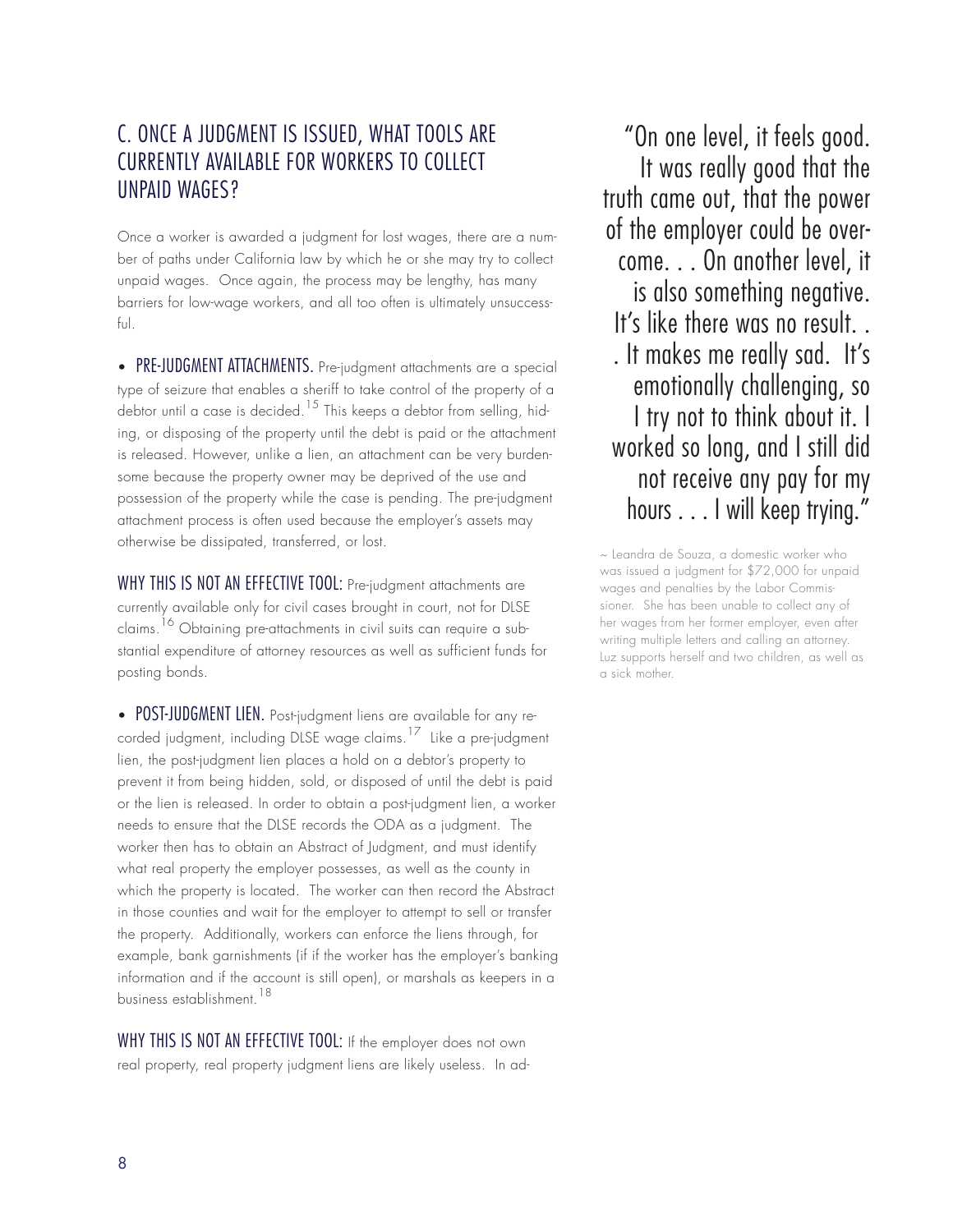## C. ONCE A JUDGMENT IS ISSUED, WHAT TOOLS ARE CURRENTLY AVAILABLE FOR WORKERS TO COLLECT UNPAID WAGES?

Once a worker is awarded a judgment for lost wages, there are a number of paths under California law by which he or she may try to collect unpaid wages. Once again, the process may be lengthy, has many barriers for low-wage workers, and all too often is ultimately unsuccessful.

- **PRE-JUDGMENT ATTACHMENTS.** Pre-judgment attachments are a special type of seizure that enables a sheriff to take control of the property of a debtor until a case is decided.[15] This keeps a debtor from selling, hiding, or disposing of the property until the debt is paid or the attachment is released. However, unlike a lien, an attachment can be very burdensome because the property owner may be deprived of the use and possession of the property while the case is pending. The pre-judgment attachment process is often used because the employer's assets may otherwise be dissipated, transferred, or lost.

**WHY THIS IS NOT AN EFFECTIVE TOOL:** Pre-judgment attachments are currently available only for civil cases brought in court, not for DLSE claims.[16] Obtaining pre-attachments in civil suits can require a substantial expenditure of attorney resources as well as sufficient funds for posting bonds.

- **POST-JUDGMENT LIEN.** Post-judgment liens are available for any recorded judgment, including DLSE wage claims.[17] Like a pre-judgment lien, the post-judgment lien places a hold on a debtor's property to prevent it from being hidden, sold, or disposed of until the debt is paid or the lien is released. In order to obtain a post-judgment lien, a worker needs to ensure that the DLSE records the ODA as a judgment. The worker then has to obtain an Abstract of Judgment, and must identify what real property the employer possesses, as well as the county in which the property is located. The worker can then record the Abstract in those counties and wait for the employer to attempt to sell or transfer the property. Additionally, workers can enforce the liens through, for example, bank garnishments (if if the worker has the employer's banking information and if the account is still open), or marshals as keepers in a business establishment.[18]

**WHY THIS IS NOT AN EFFECTIVE TOOL:** If the employer does not own real property, real property judgment liens are likely useless. In ad-

> "On one level, it feels good. It was really good that the truth came out, that the power of the employer could be overcome. . . On another level, it is also something negative. It's like there was no result. . . It makes me really sad. It's emotionally challenging, so I try not to think about it. I worked so long, and I still did not receive any pay for my hours . . . I will keep trying."

~ Leandra de Souza, a domestic worker who was issued a judgment for $72,000 for unpaid wages and penalties by the Labor Commissioner. She has been unable to collect any of her wages from her former employer, even after writing multiple letters and calling an attorney. Luz supports herself and two children, as well as a sick mother.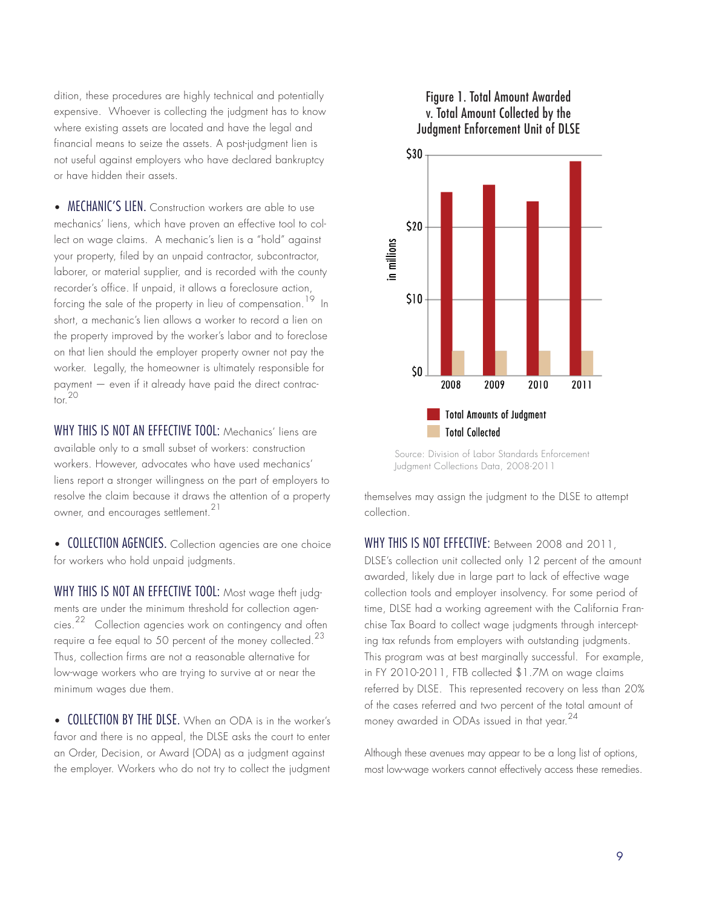dition, these procedures are highly technical and potentially expensive. Whoever is collecting the judgment has to know where existing assets are located and have the legal and financial means to seize the assets. A post-judgment lien is not useful against employers who have declared bankruptcy or have hidden their assets.

- MECHANIC'S LIEN. Construction workers are able to use mechanics' liens, which have proven an effective tool to collect on wage claims. A mechanic's lien is a "hold" against your property, filed by an unpaid contractor, subcontractor, laborer, or material supplier, and is recorded with the county recorder's office. If unpaid, it allows a foreclosure action, forcing the sale of the property in lieu of compensation.[19] In short, a mechanic's lien allows a worker to record a lien on the property improved by the worker's labor and to foreclose on that lien should the employer property owner not pay the worker. Legally, the homeowner is ultimately responsible for payment — even if it already have paid the direct contractor.[20]

WHY THIS IS NOT AN EFFECTIVE TOOL: Mechanics' liens are available only to a small subset of workers: construction workers. However, advocates who have used mechanics' liens report a stronger willingness on the part of employers to resolve the claim because it draws the attention of a property owner, and encourages settlement.[21]

- COLLECTION AGENCIES. Collection agencies are one choice for workers who hold unpaid judgments.

WHY THIS IS NOT AN EFFECTIVE TOOL: Most wage theft judgments are under the minimum threshold for collection agencies.[22] Collection agencies work on contingency and often require a fee equal to 50 percent of the money collected.[23] Thus, collection firms are not a reasonable alternative for low-wage workers who are trying to survive at or near the minimum wages due them.

- COLLECTION BY THE DLSE. When an ODA is in the worker's favor and there is no appeal, the DLSE asks the court to enter an Order, Decision, or Award (ODA) as a judgment against the employer. Workers who do not try to collect the judgment themselves may assign the judgment to the DLSE to attempt collection.

Figure 1. Total Amount Awarded v. Total Amount Collected by the Judgment Enforcement Unit of DLSE

Source: Division of Labor Standards Enforcement Judgment Collections Data, 2008-2011

WHY THIS IS NOT EFFECTIVE: Between 2008 and 2011, DLSE's collection unit collected only 12 percent of the amount awarded, likely due in large part to lack of effective wage collection tools and employer insolvency. For some period of time, DLSE had a working agreement with the California Franchise Tax Board to collect wage judgments through intercepting tax refunds from employers with outstanding judgments. This program was at best marginally successful. For example, in FY 2010-2011, FTB collected $1.7M on wage claims referred by DLSE. This represented recovery on less than 20% of the cases referred and two percent of the total amount of money awarded in ODAs issued in that year.[24]

Although these avenues may appear to be a long list of options, most low-wage workers cannot effectively access these remedies.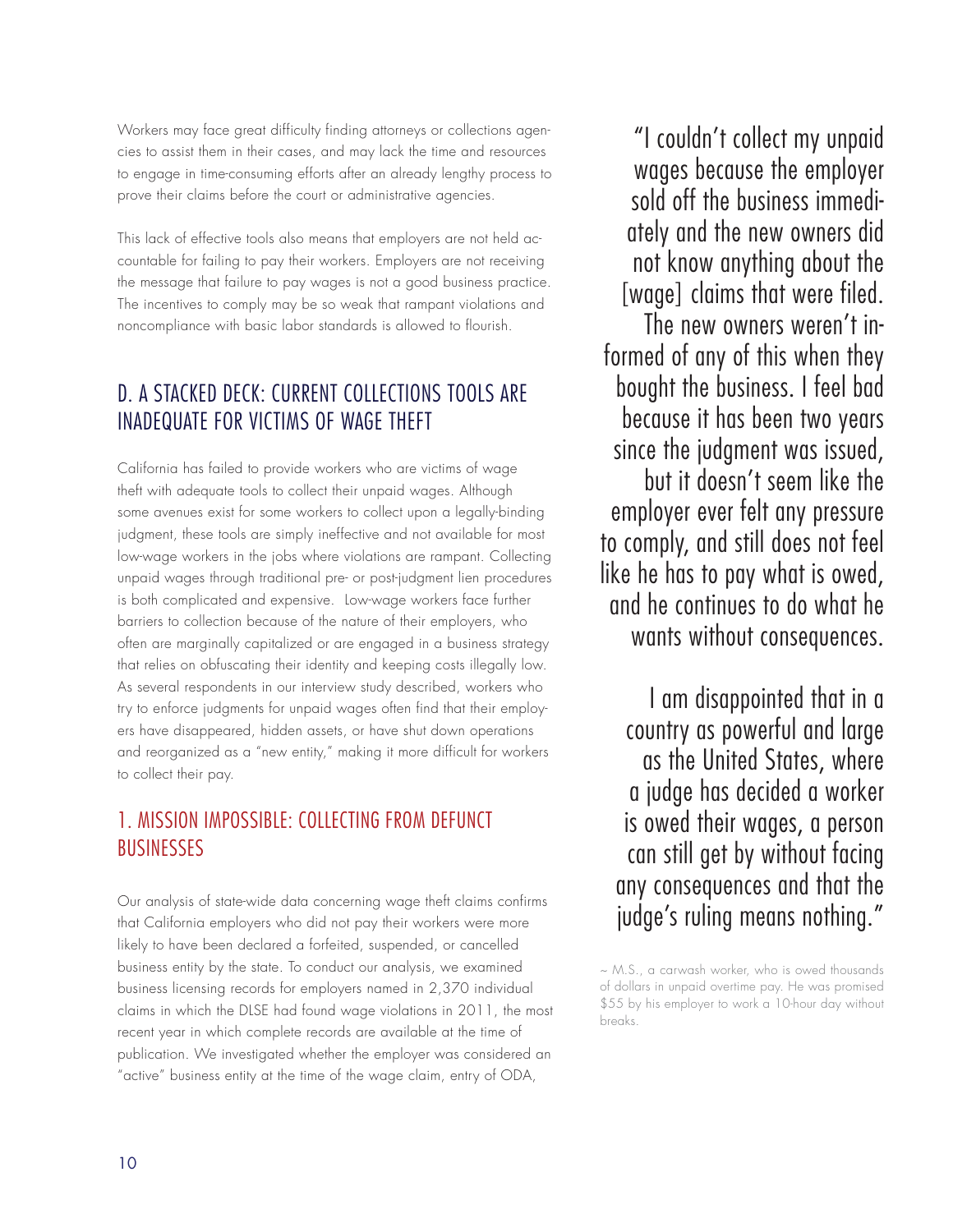Workers may face great difficulty finding attorneys or collections agencies to assist them in their cases, and may lack the time and resources to engage in time-consuming efforts after an already lengthy process to prove their claims before the court or administrative agencies.

This lack of effective tools also means that employers are not held accountable for failing to pay their workers. Employers are not receiving the message that failure to pay wages is not a good business practice. The incentives to comply may be so weak that rampant violations and noncompliance with basic labor standards is allowed to flourish.

## D. A STACKED DECK: CURRENT COLLECTIONS TOOLS ARE INADEQUATE FOR VICTIMS OF WAGE THEFT

California has failed to provide workers who are victims of wage theft with adequate tools to collect their unpaid wages. Although some avenues exist for some workers to collect upon a legally-binding judgment, these tools are simply ineffective and not available for most low-wage workers in the jobs where violations are rampant. Collecting unpaid wages through traditional pre- or post-judgment lien procedures is both complicated and expensive. Low-wage workers face further barriers to collection because of the nature of their employers, who often are marginally capitalized or are engaged in a business strategy that relies on obfuscating their identity and keeping costs illegally low. As several respondents in our interview study described, workers who try to enforce judgments for unpaid wages often find that their employers have disappeared, hidden assets, or have shut down operations and reorganized as a "new entity," making it more difficult for workers to collect their pay.

### 1. MISSION IMPOSSIBLE: COLLECTING FROM DEFUNCT BUSINESSES

Our analysis of state-wide data concerning wage theft claims confirms that California employers who did not pay their workers were more likely to have been declared a forfeited, suspended, or cancelled business entity by the state. To conduct our analysis, we examined business licensing records for employers named in 2,370 individual claims in which the DLSE had found wage violations in 2011, the most recent year in which complete records are available at the time of publication. We investigated whether the employer was considered an "active" business entity at the time of the wage claim, entry of ODA,

> "I couldn't collect my unpaid wages because the employer sold off the business immediately and the new owners did not know anything about the [wage] claims that were filed. The new owners weren't informed of any of this when they bought the business. I feel bad because it has been two years since the judgment was issued, but it doesn't seem like the employer ever felt any pressure to comply, and still does not feel like he has to pay what is owed, and he continues to do what he wants without consequences.
>
> I am disappointed that in a country as powerful and large as the United States, where a judge has decided a worker is owed their wages, a person can still get by without facing any consequences and that the judge's ruling means nothing."

~ M.S., a carwash worker, who is owed thousands of dollars in unpaid overtime pay. He was promised $55 by his employer to work a 10-hour day without breaks.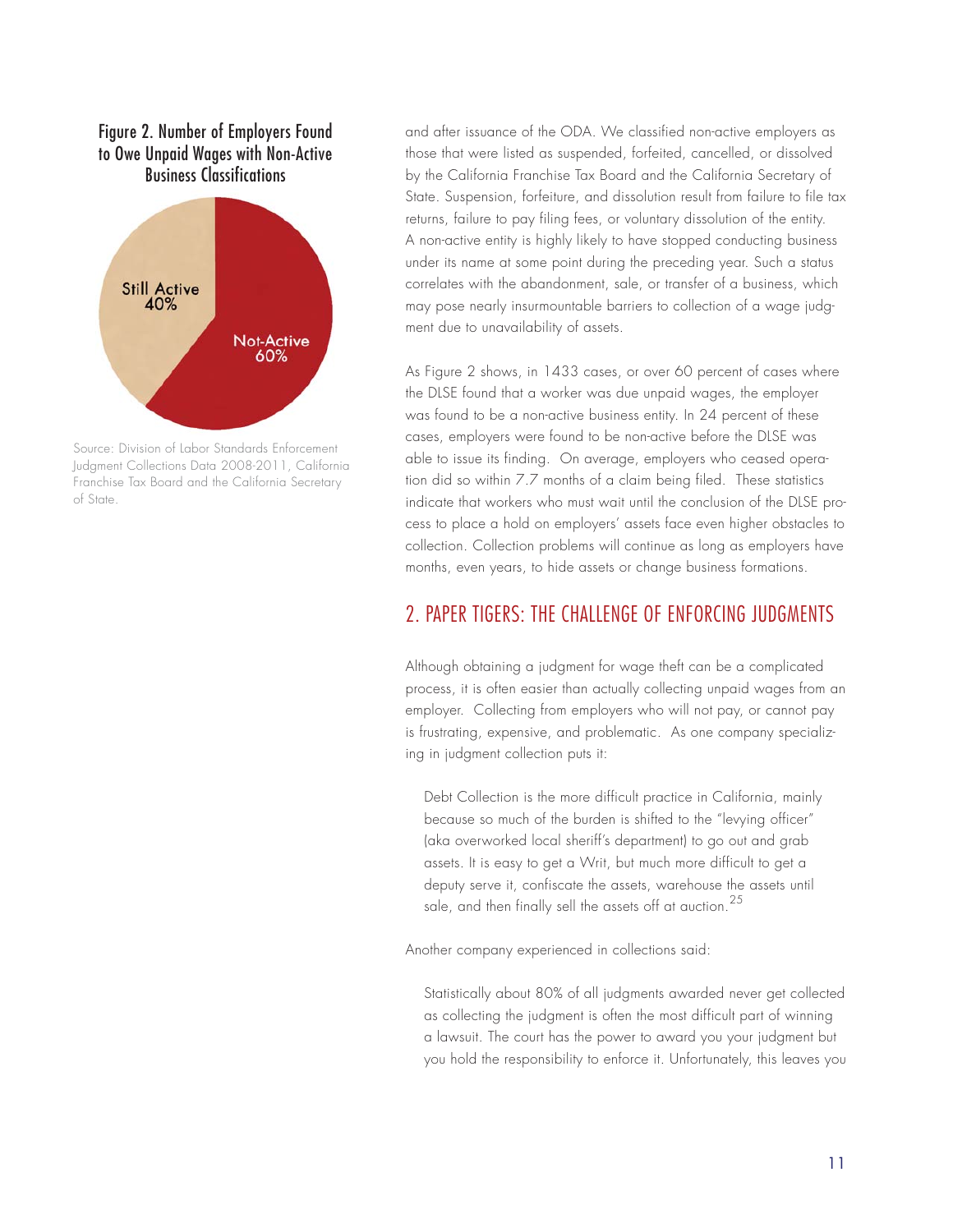Figure 2. Number of Employers Found to Owe Unpaid Wages with Non-Active Business Classifications

Still Active 40%

Not-Active 60%

Source: Division of Labor Standards Enforcement Judgment Collections Data 2008-2011, California Franchise Tax Board and the California Secretary of State.

and after issuance of the ODA. We classified non-active employers as those that were listed as suspended, forfeited, cancelled, or dissolved by the California Franchise Tax Board and the California Secretary of State. Suspension, forfeiture, and dissolution result from failure to file tax returns, failure to pay filing fees, or voluntary dissolution of the entity. A non-active entity is highly likely to have stopped conducting business under its name at some point during the preceding year. Such a status correlates with the abandonment, sale, or transfer of a business, which may pose nearly insurmountable barriers to collection of a wage judgment due to unavailability of assets.

As Figure 2 shows, in 1433 cases, or over 60 percent of cases where the DLSE found that a worker was due unpaid wages, the employer was found to be a non-active business entity. In 24 percent of these cases, employers were found to be non-active before the DLSE was able to issue its finding. On average, employers who ceased operation did so within 7.7 months of a claim being filed. These statistics indicate that workers who must wait until the conclusion of the DLSE process to place a hold on employers' assets face even higher obstacles to collection. Collection problems will continue as long as employers have months, even years, to hide assets or change business formations.

## 2. PAPER TIGERS: THE CHALLENGE OF ENFORCING JUDGMENTS

Although obtaining a judgment for wage theft can be a complicated process, it is often easier than actually collecting unpaid wages from an employer. Collecting from employers who will not pay, or cannot pay is frustrating, expensive, and problematic. As one company specializing in judgment collection puts it:

> Debt Collection is the more difficult practice in California, mainly because so much of the burden is shifted to the "levying officer" (aka overworked local sheriff's department) to go out and grab assets. It is easy to get a Writ, but much more difficult to get a deputy serve it, confiscate the assets, warehouse the assets until sale, and then finally sell the assets off at auction.[25]

Another company experienced in collections said:

> Statistically about 80% of all judgments awarded never get collected as collecting the judgment is often the most difficult part of winning a lawsuit. The court has the power to award you your judgment but you hold the responsibility to enforce it. Unfortunately, this leaves you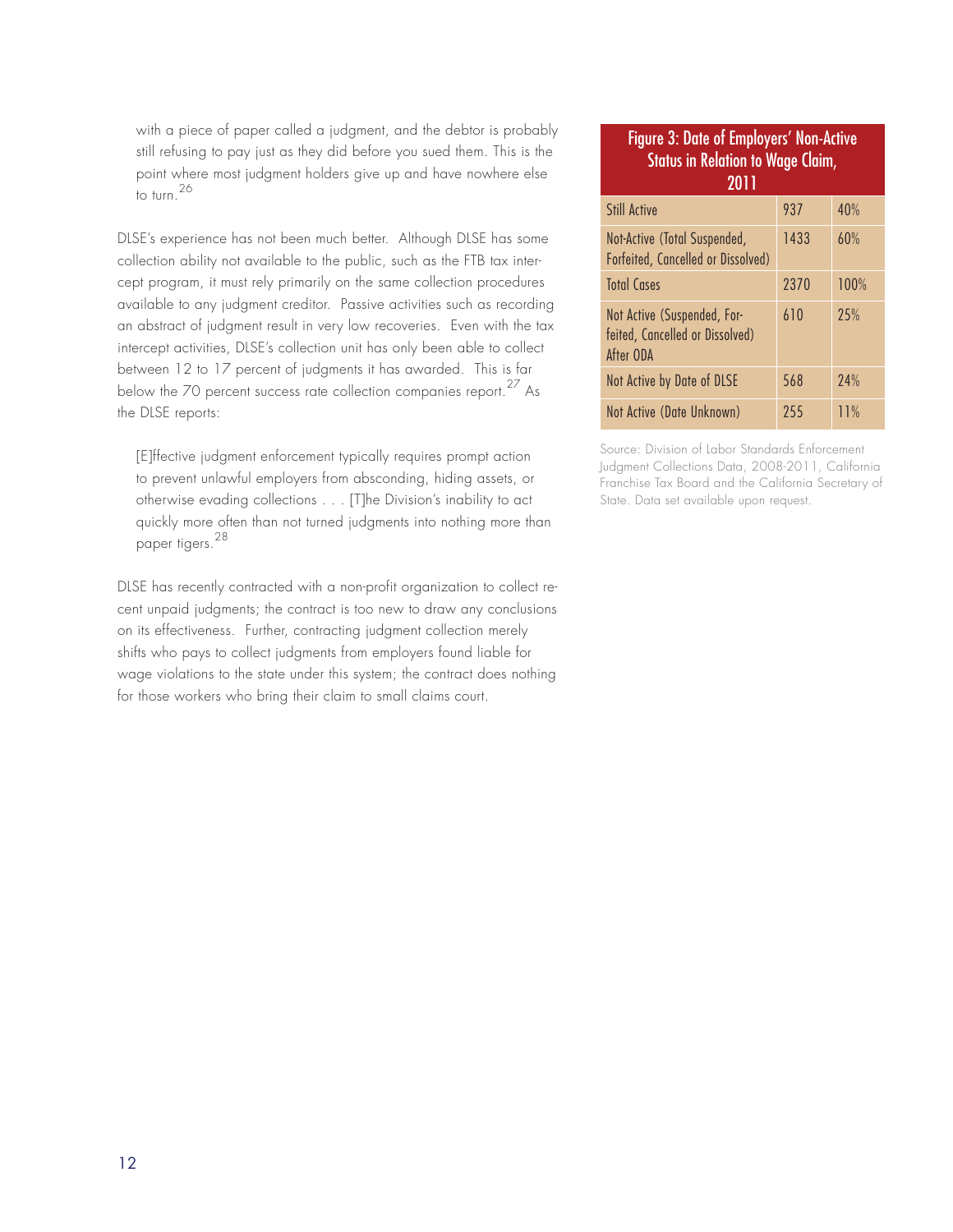> with a piece of paper called a judgment, and the debtor is probably still refusing to pay just as they did before you sued them. This is the point where most judgment holders give up and have nowhere else to turn.[26]

DLSE's experience has not been much better. Although DLSE has some collection ability not available to the public, such as the FTB tax intercept program, it must rely primarily on the same collection procedures available to any judgment creditor. Passive activities such as recording an abstract of judgment result in very low recoveries. Even with the tax intercept activities, DLSE's collection unit has only been able to collect between 12 to 17 percent of judgments it has awarded. This is far below the 70 percent success rate collection companies report.[27] As the DLSE reports:

> [E]ffective judgment enforcement typically requires prompt action to prevent unlawful employers from absconding, hiding assets, or otherwise evading collections . . . [T]he Division's inability to act quickly more often than not turned judgments into nothing more than paper tigers.[28]

DLSE has recently contracted with a non-profit organization to collect recent unpaid judgments; the contract is too new to draw any conclusions on its effectiveness. Further, contracting judgment collection merely shifts who pays to collect judgments from employers found liable for wage violations to the state under this system; the contract does nothing for those workers who bring their claim to small claims court.

**Figure 3: Date of Employers' Non-Active Status in Relation to Wage Claim, 2011**

| | | |
|---|---|---|
| Still Active | 937 | 40% |
| Not-Active (Total Suspended, Forfeited, Cancelled or Dissolved) | 1433 | 60% |
| Total Cases | 2370 | 100% |
| Not Active (Suspended, Forfeited, Cancelled or Dissolved) After ODA | 610 | 25% |
| Not Active by Date of DLSE | 568 | 24% |
| Not Active (Date Unknown) | 255 | 11% |

Source: Division of Labor Standards Enforcement Judgment Collections Data, 2008-2011, California Franchise Tax Board and the California Secretary of State. Data set available upon request.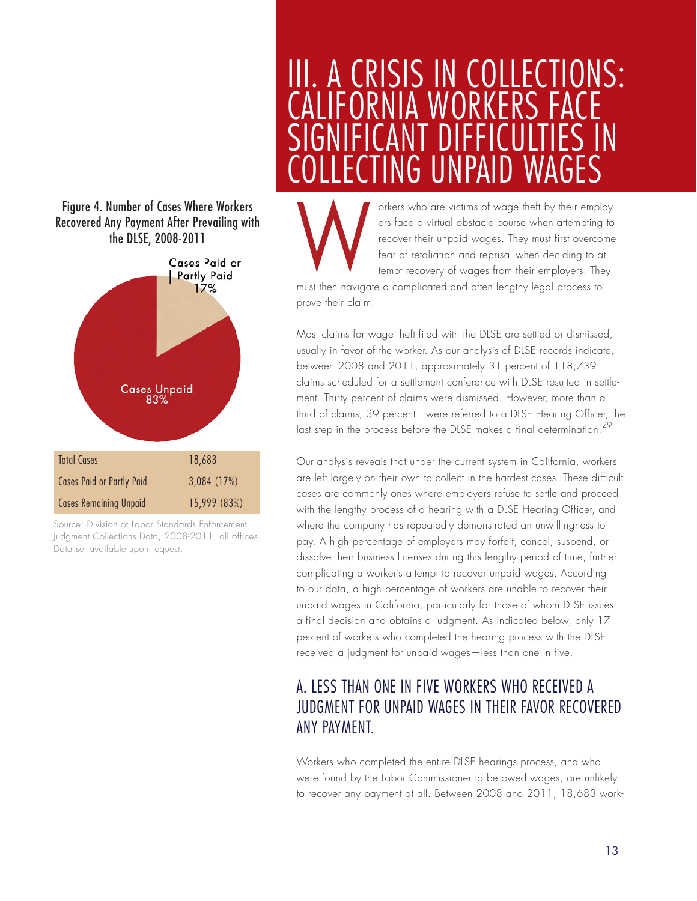# III. A CRISIS IN COLLECTIONS: CALIFORNIA WORKERS FACE SIGNIFICANT DIFFICULTIES IN COLLECTING UNPAID WAGES

Workers who are victims of wage theft by their employers face a virtual obstacle course when attempting to recover their unpaid wages. They must first overcome fear of retaliation and reprisal when deciding to attempt recovery of wages from their employers. They must then navigate a complicated and often lengthy legal process to prove their claim.

Most claims for wage theft filed with the DLSE are settled or dismissed, usually in favor of the worker. As our analysis of DLSE records indicate, between 2008 and 2011, approximately 31 percent of 118,739 claims scheduled for a settlement conference with DLSE resulted in settlement. Thirty percent of claims were dismissed. However, more than a third of claims, 39 percent—were referred to a DLSE Hearing Officer, the last step in the process before the DLSE makes a final determination.[29]

Our analysis reveals that under the current system in California, workers are left largely on their own to collect in the hardest cases. These difficult cases are commonly ones where employers refuse to settle and proceed with the lengthy process of a hearing with a DLSE Hearing Officer, and where the company has repeatedly demonstrated an unwillingness to pay. A high percentage of employers may forfeit, cancel, suspend, or dissolve their business licenses during this lengthy period of time, further complicating a worker's attempt to recover unpaid wages. According to our data, a high percentage of workers are unable to recover their unpaid wages in California, particularly for those of whom DLSE issues a final decision and obtains a judgment. As indicated below, only 17 percent of workers who completed the hearing process with the DLSE received a judgment for unpaid wages—less than one in five.

**Figure 4. Number of Cases Where Workers Recovered Any Payment After Prevailing with the DLSE, 2008-2011**

Cases Paid or Partly Paid 17%

Cases Unpaid 83%

| Total Cases | 18,683 |
|---|---|
| Cases Paid or Partly Paid | 3,084 (17%) |
| Cases Remaining Unpaid | 15,999 (83%) |

Source: Division of Labor Standards Enforcement Judgment Collections Data, 2008-2011, all offices. Data set available upon request.

## A. LESS THAN ONE IN FIVE WORKERS WHO RECEIVED A JUDGMENT FOR UNPAID WAGES IN THEIR FAVOR RECOVERED ANY PAYMENT.

Workers who completed the entire DLSE hearings process, and who were found by the Labor Commissioner to be owed wages, are unlikely to recover any payment at all. Between 2008 and 2011, 18,683 work-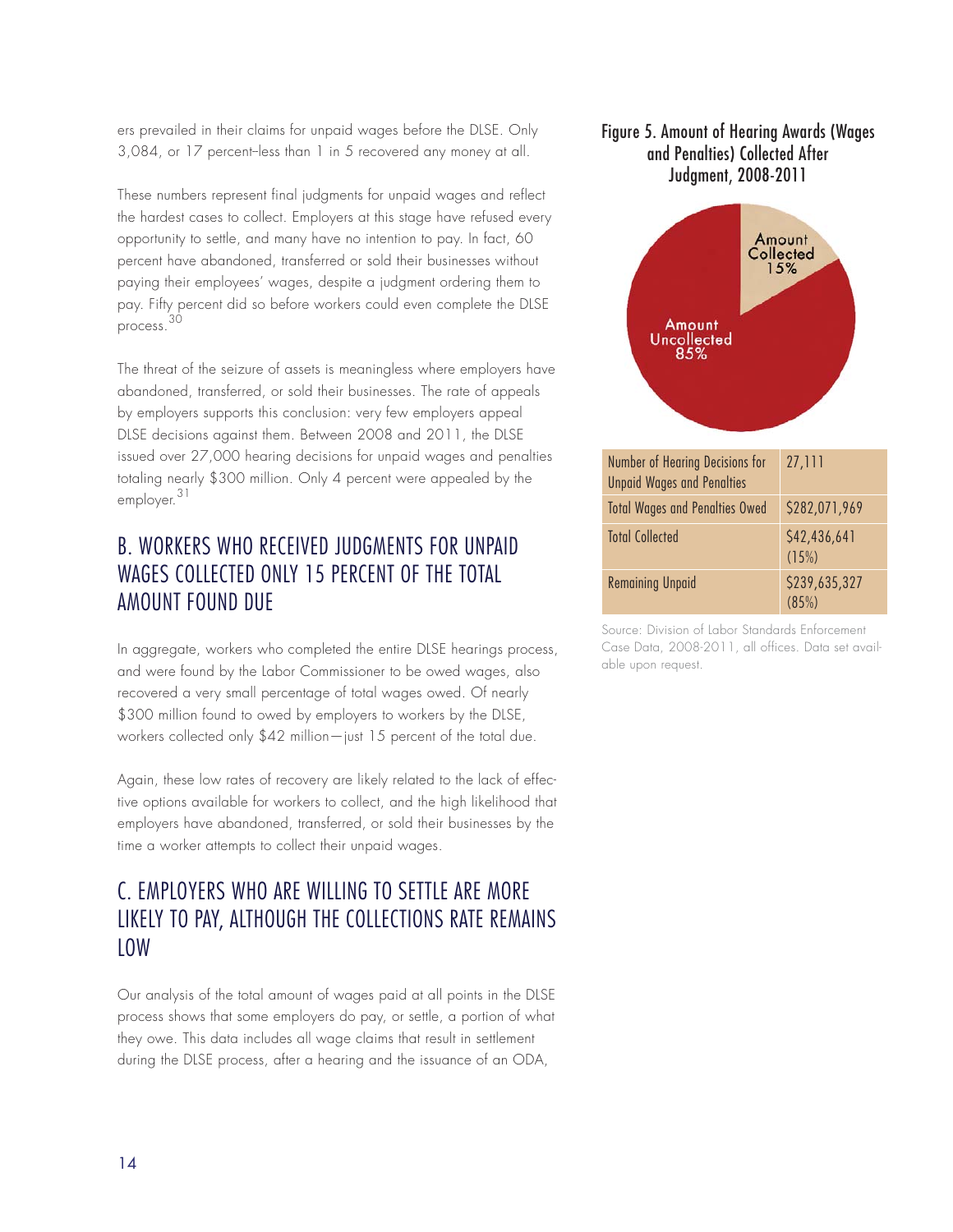ers prevailed in their claims for unpaid wages before the DLSE. Only 3,084, or 17 percent–less than 1 in 5 recovered any money at all.

These numbers represent final judgments for unpaid wages and reflect the hardest cases to collect. Employers at this stage have refused every opportunity to settle, and many have no intention to pay. In fact, 60 percent have abandoned, transferred or sold their businesses without paying their employees' wages, despite a judgment ordering them to pay. Fifty percent did so before workers could even complete the DLSE process.[30]

The threat of the seizure of assets is meaningless where employers have abandoned, transferred, or sold their businesses. The rate of appeals by employers supports this conclusion: very few employers appeal DLSE decisions against them. Between 2008 and 2011, the DLSE issued over 27,000 hearing decisions for unpaid wages and penalties totaling nearly $300 million. Only 4 percent were appealed by the employer.[31]

## B. WORKERS WHO RECEIVED JUDGMENTS FOR UNPAID WAGES COLLECTED ONLY 15 PERCENT OF THE TOTAL AMOUNT FOUND DUE

In aggregate, workers who completed the entire DLSE hearings process, and were found by the Labor Commissioner to be owed wages, also recovered a very small percentage of total wages owed. Of nearly $300 million found to owed by employers to workers by the DLSE, workers collected only $42 million—just 15 percent of the total due.

Again, these low rates of recovery are likely related to the lack of effective options available for workers to collect, and the high likelihood that employers have abandoned, transferred, or sold their businesses by the time a worker attempts to collect their unpaid wages.

## C. EMPLOYERS WHO ARE WILLING TO SETTLE ARE MORE LIKELY TO PAY, ALTHOUGH THE COLLECTIONS RATE REMAINS LOW

Our analysis of the total amount of wages paid at all points in the DLSE process shows that some employers do pay, or settle, a portion of what they owe. This data includes all wage claims that result in settlement during the DLSE process, after a hearing and the issuance of an ODA,

### Figure 5. Amount of Hearing Awards (Wages and Penalties) Collected After Judgment, 2008-2011

Amount Collected 15%

Amount Uncollected 85%

| | |
|---|---|
| Number of Hearing Decisions for Unpaid Wages and Penalties | 27,111 |
| Total Wages and Penalties Owed | $282,071,969 |
| Total Collected | $42,436,641 (15%) |
| Remaining Unpaid | $239,635,327 (85%) |

Source: Division of Labor Standards Enforcement Case Data, 2008-2011, all offices. Data set available upon request.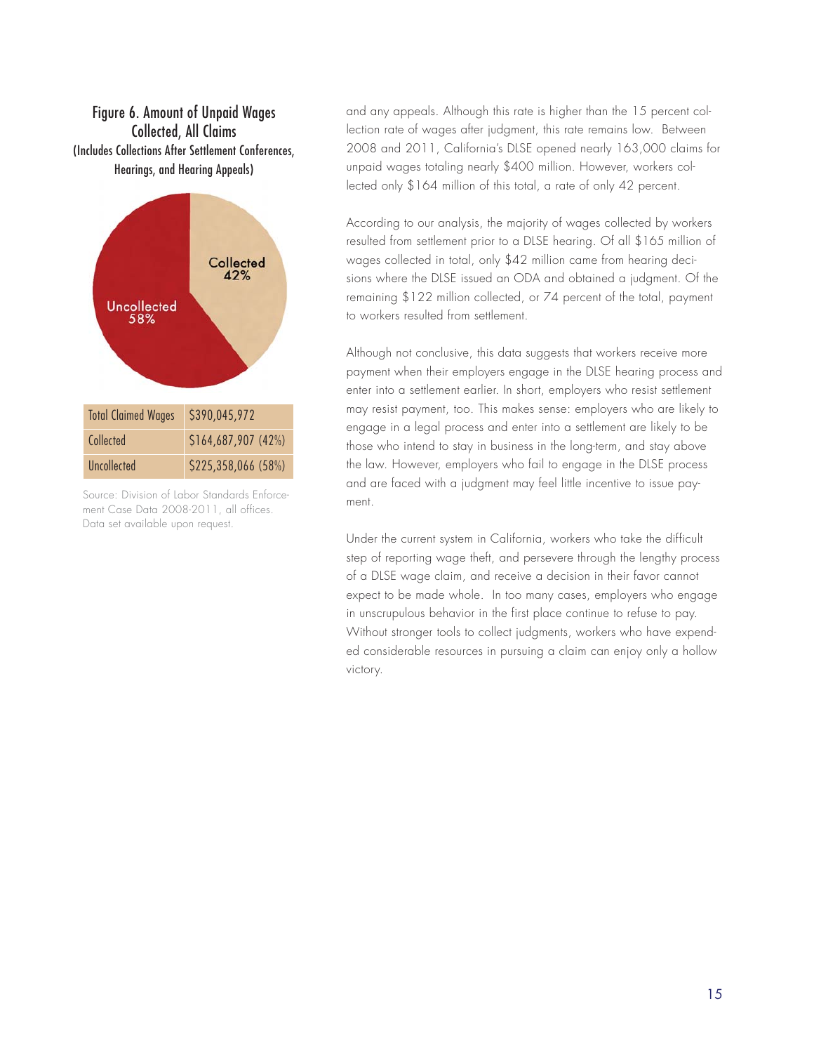**Figure 6. Amount of Unpaid Wages Collected, All Claims**
**(Includes Collections After Settlement Conferences, Hearings, and Hearing Appeals)**

| Total Claimed Wages | $390,045,972 |
|---|---|
| Collected | $164,687,907 (42%) |
| Uncollected | $225,358,066 (58%) |

Source: Division of Labor Standards Enforcement Case Data 2008-2011, all offices. Data set available upon request.

and any appeals. Although this rate is higher than the 15 percent collection rate of wages after judgment, this rate remains low. Between 2008 and 2011, California's DLSE opened nearly 163,000 claims for unpaid wages totaling nearly $400 million. However, workers collected only $164 million of this total, a rate of only 42 percent.

According to our analysis, the majority of wages collected by workers resulted from settlement prior to a DLSE hearing. Of all $165 million of wages collected in total, only $42 million came from hearing decisions where the DLSE issued an ODA and obtained a judgment. Of the remaining $122 million collected, or 74 percent of the total, payment to workers resulted from settlement.

Although not conclusive, this data suggests that workers receive more payment when their employers engage in the DLSE hearing process and enter into a settlement earlier. In short, employers who resist settlement may resist payment, too. This makes sense: employers who are likely to engage in a legal process and enter into a settlement are likely to be those who intend to stay in business in the long-term, and stay above the law. However, employers who fail to engage in the DLSE process and are faced with a judgment may feel little incentive to issue payment.

Under the current system in California, workers who take the difficult step of reporting wage theft, and persevere through the lengthy process of a DLSE wage claim, and receive a decision in their favor cannot expect to be made whole. In too many cases, employers who engage in unscrupulous behavior in the first place continue to refuse to pay. Without stronger tools to collect judgments, workers who have expended considerable resources in pursuing a claim can enjoy only a hollow victory.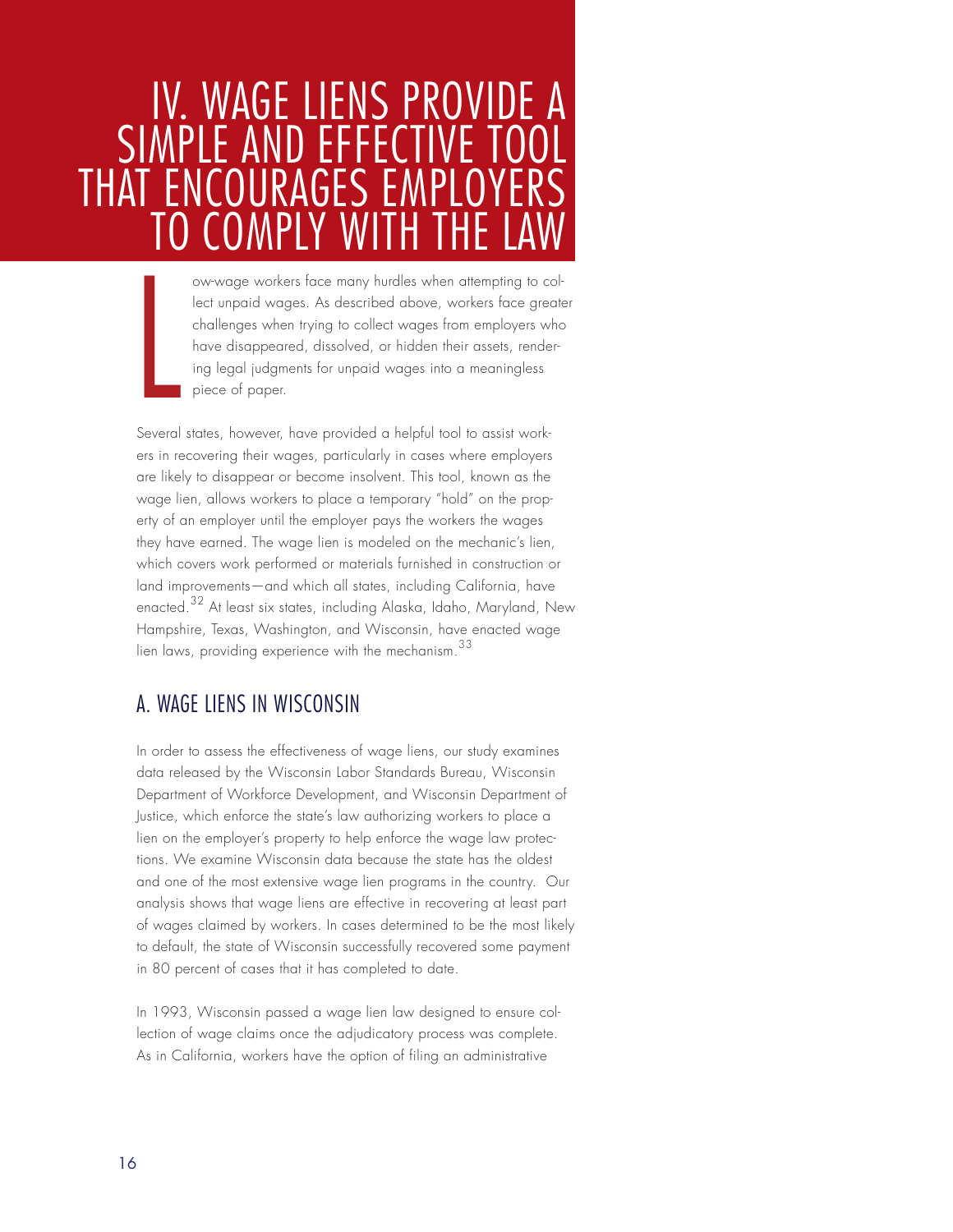# IV. WAGE LIENS PROVIDE A SIMPLE AND EFFECTIVE TOOL THAT ENCOURAGES EMPLOYERS TO COMPLY WITH THE LAW

Low-wage workers face many hurdles when attempting to collect unpaid wages. As described above, workers face greater challenges when trying to collect wages from employers who have disappeared, dissolved, or hidden their assets, rendering legal judgments for unpaid wages into a meaningless piece of paper.

Several states, however, have provided a helpful tool to assist workers in recovering their wages, particularly in cases where employers are likely to disappear or become insolvent. This tool, known as the wage lien, allows workers to place a temporary "hold" on the property of an employer until the employer pays the workers the wages they have earned. The wage lien is modeled on the mechanic's lien, which covers work performed or materials furnished in construction or land improvements—and which all states, including California, have enacted.[32] At least six states, including Alaska, Idaho, Maryland, New Hampshire, Texas, Washington, and Wisconsin, have enacted wage lien laws, providing experience with the mechanism.[33]

## A. WAGE LIENS IN WISCONSIN

In order to assess the effectiveness of wage liens, our study examines data released by the Wisconsin Labor Standards Bureau, Wisconsin Department of Workforce Development, and Wisconsin Department of Justice, which enforce the state's law authorizing workers to place a lien on the employer's property to help enforce the wage law protections. We examine Wisconsin data because the state has the oldest and one of the most extensive wage lien programs in the country. Our analysis shows that wage liens are effective in recovering at least part of wages claimed by workers. In cases determined to be the most likely to default, the state of Wisconsin successfully recovered some payment in 80 percent of cases that it has completed to date.

In 1993, Wisconsin passed a wage lien law designed to ensure collection of wage claims once the adjudicatory process was complete. As in California, workers have the option of filing an administrative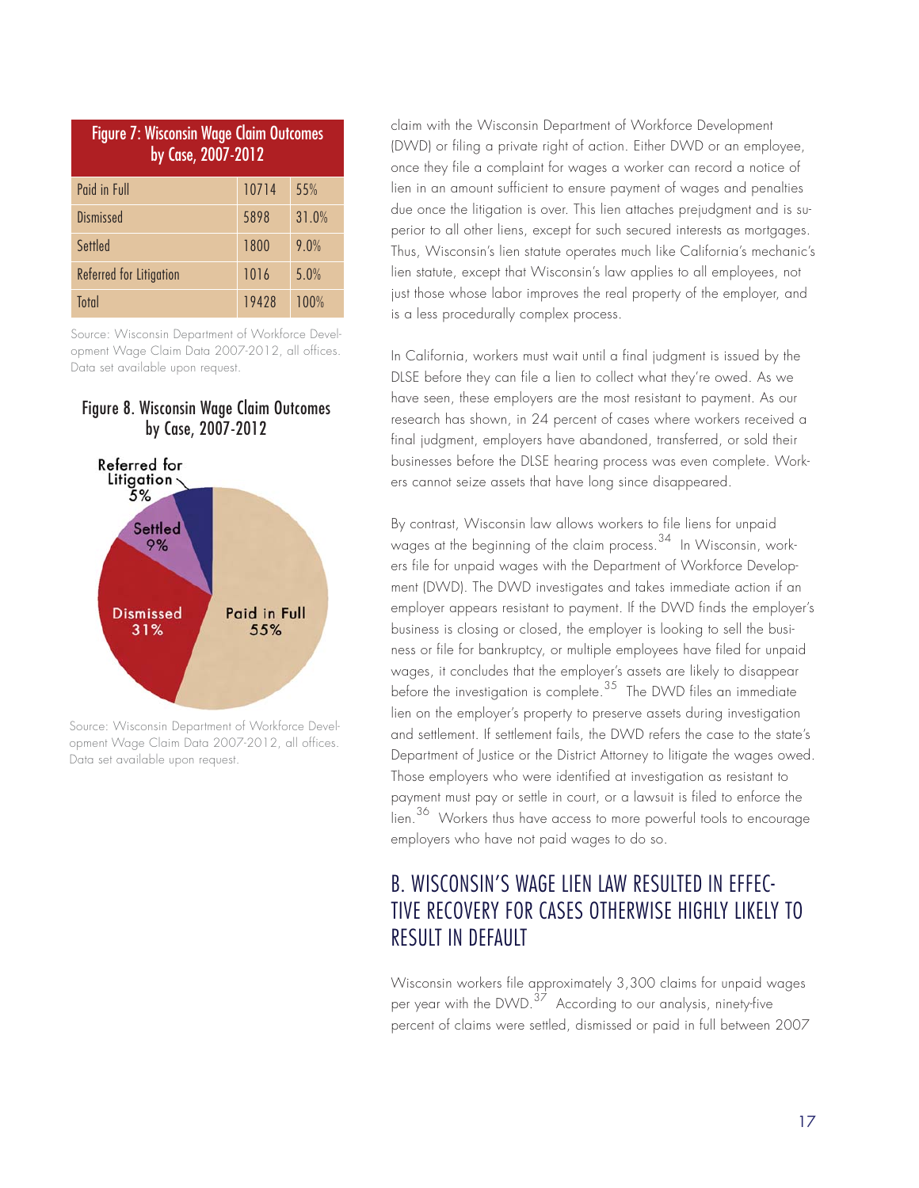**Figure 7: Wisconsin Wage Claim Outcomes by Case, 2007-2012**

| Outcome | Cases | Percent |
|---|---|---|
| Paid in Full | 10714 | 55% |
| Dismissed | 5898 | 31.0% |
| Settled | 1800 | 9.0% |
| Referred for Litigation | 1016 | 5.0% |
| Total | 19428 | 100% |

Source: Wisconsin Department of Workforce Development Wage Claim Data 2007-2012, all offices. Data set available upon request.

**Figure 8. Wisconsin Wage Claim Outcomes by Case, 2007-2012**

Referred for Litigation 5%

Settled 9%

Dismissed 31%

Paid in Full 55%

Source: Wisconsin Department of Workforce Development Wage Claim Data 2007-2012, all offices. Data set available upon request.

claim with the Wisconsin Department of Workforce Development (DWD) or filing a private right of action. Either DWD or an employee, once they file a complaint for wages a worker can record a notice of lien in an amount sufficient to ensure payment of wages and penalties due once the litigation is over. This lien attaches prejudgment and is superior to all other liens, except for such secured interests as mortgages. Thus, Wisconsin's lien statute operates much like California's mechanic's lien statute, except that Wisconsin's law applies to all employees, not just those whose labor improves the real property of the employer, and is a less procedurally complex process.

In California, workers must wait until a final judgment is issued by the DLSE before they can file a lien to collect what they're owed. As we have seen, these employers are the most resistant to payment. As our research has shown, in 24 percent of cases where workers received a final judgment, employers have abandoned, transferred, or sold their businesses before the DLSE hearing process was even complete. Workers cannot seize assets that have long since disappeared.

By contrast, Wisconsin law allows workers to file liens for unpaid wages at the beginning of the claim process.[34] In Wisconsin, workers file for unpaid wages with the Department of Workforce Development (DWD). The DWD investigates and takes immediate action if an employer appears resistant to payment. If the DWD finds the employer's business is closing or closed, the employer is looking to sell the business or file for bankruptcy, or multiple employees have filed for unpaid wages, it concludes that the employer's assets are likely to disappear before the investigation is complete.[35] The DWD files an immediate lien on the employer's property to preserve assets during investigation and settlement. If settlement fails, the DWD refers the case to the state's Department of Justice or the District Attorney to litigate the wages owed. Those employers who were identified at investigation as resistant to payment must pay or settle in court, or a lawsuit is filed to enforce the lien.[36] Workers thus have access to more powerful tools to encourage employers who have not paid wages to do so.

## B. WISCONSIN'S WAGE LIEN LAW RESULTED IN EFFECTIVE RECOVERY FOR CASES OTHERWISE HIGHLY LIKELY TO RESULT IN DEFAULT

Wisconsin workers file approximately 3,300 claims for unpaid wages per year with the DWD.[37] According to our analysis, ninety-five percent of claims were settled, dismissed or paid in full between 2007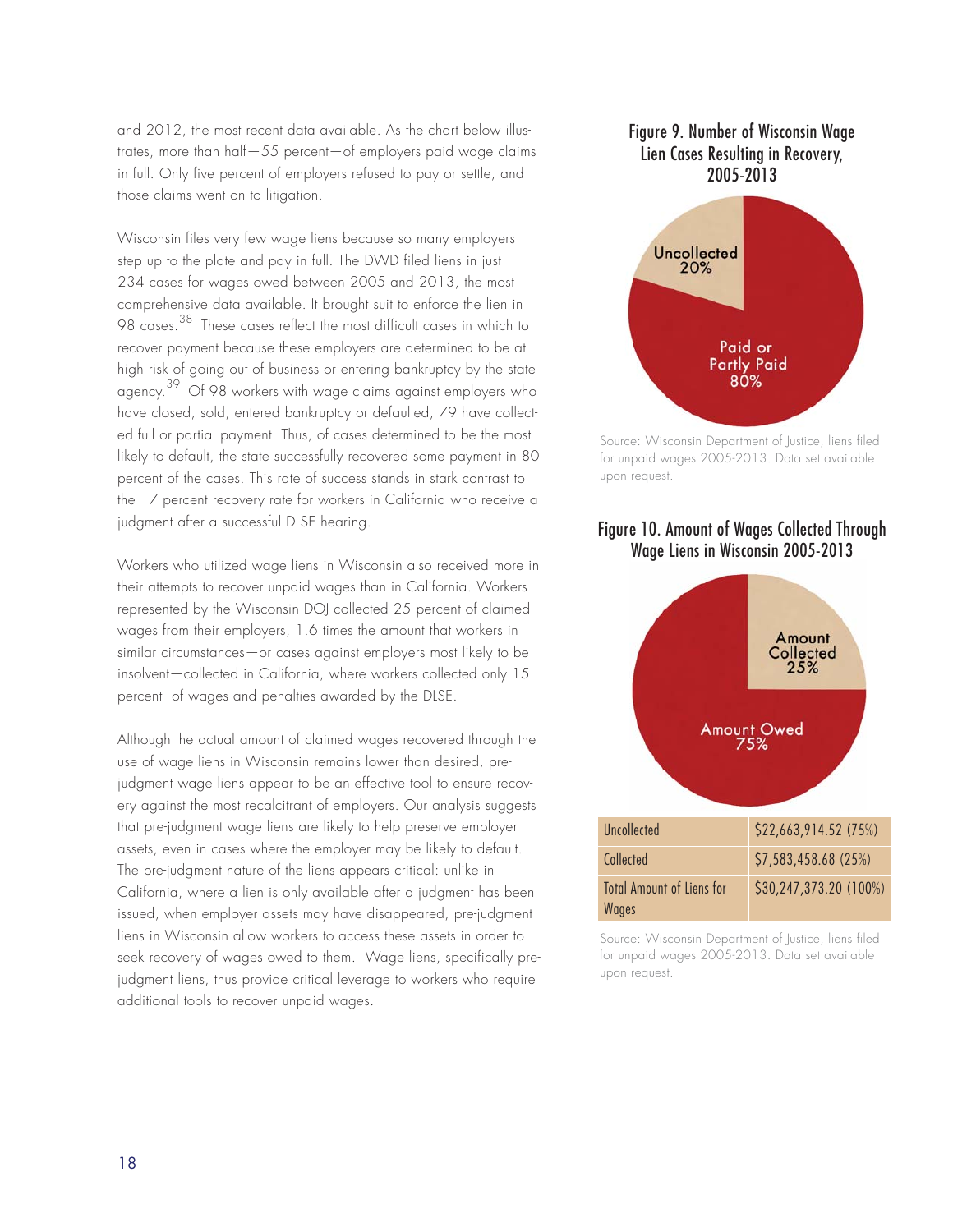and 2012, the most recent data available. As the chart below illustrates, more than half—55 percent—of employers paid wage claims in full. Only five percent of employers refused to pay or settle, and those claims went on to litigation.

Wisconsin files very few wage liens because so many employers step up to the plate and pay in full. The DWD filed liens in just 234 cases for wages owed between 2005 and 2013, the most comprehensive data available. It brought suit to enforce the lien in 98 cases.[38] These cases reflect the most difficult cases in which to recover payment because these employers are determined to be at high risk of going out of business or entering bankruptcy by the state agency.[39] Of 98 workers with wage claims against employers who have closed, sold, entered bankruptcy or defaulted, 79 have collected full or partial payment. Thus, of cases determined to be the most likely to default, the state successfully recovered some payment in 80 percent of the cases. This rate of success stands in stark contrast to the 17 percent recovery rate for workers in California who receive a judgment after a successful DLSE hearing.

Workers who utilized wage liens in Wisconsin also received more in their attempts to recover unpaid wages than in California. Workers represented by the Wisconsin DOJ collected 25 percent of claimed wages from their employers, 1.6 times the amount that workers in similar circumstances—or cases against employers most likely to be insolvent—collected in California, where workers collected only 15 percent of wages and penalties awarded by the DLSE.

Although the actual amount of claimed wages recovered through the use of wage liens in Wisconsin remains lower than desired, pre-judgment wage liens appear to be an effective tool to ensure recovery against the most recalcitrant of employers. Our analysis suggests that pre-judgment wage liens are likely to help preserve employer assets, even in cases where the employer may be likely to default. The pre-judgment nature of the liens appears critical: unlike in California, where a lien is only available after a judgment has been issued, when employer assets may have disappeared, pre-judgment liens in Wisconsin allow workers to access these assets in order to seek recovery of wages owed to them. Wage liens, specifically pre-judgment liens, thus provide critical leverage to workers who require additional tools to recover unpaid wages.

### Figure 9. Number of Wisconsin Wage Lien Cases Resulting in Recovery, 2005-2013

Uncollected 20%

Paid or Partly Paid 80%

Source: Wisconsin Department of Justice, liens filed for unpaid wages 2005-2013. Data set available upon request.

### Figure 10. Amount of Wages Collected Through Wage Liens in Wisconsin 2005-2013

Amount Collected 25%

Amount Owed 75%

| | |
|---|---|
| Uncollected | $22,663,914.52 (75%) |
| Collected | $7,583,458.68 (25%) |
| Total Amount of Liens for Wages | $30,247,373.20 (100%) |

Source: Wisconsin Department of Justice, liens filed for unpaid wages 2005-2013. Data set available upon request.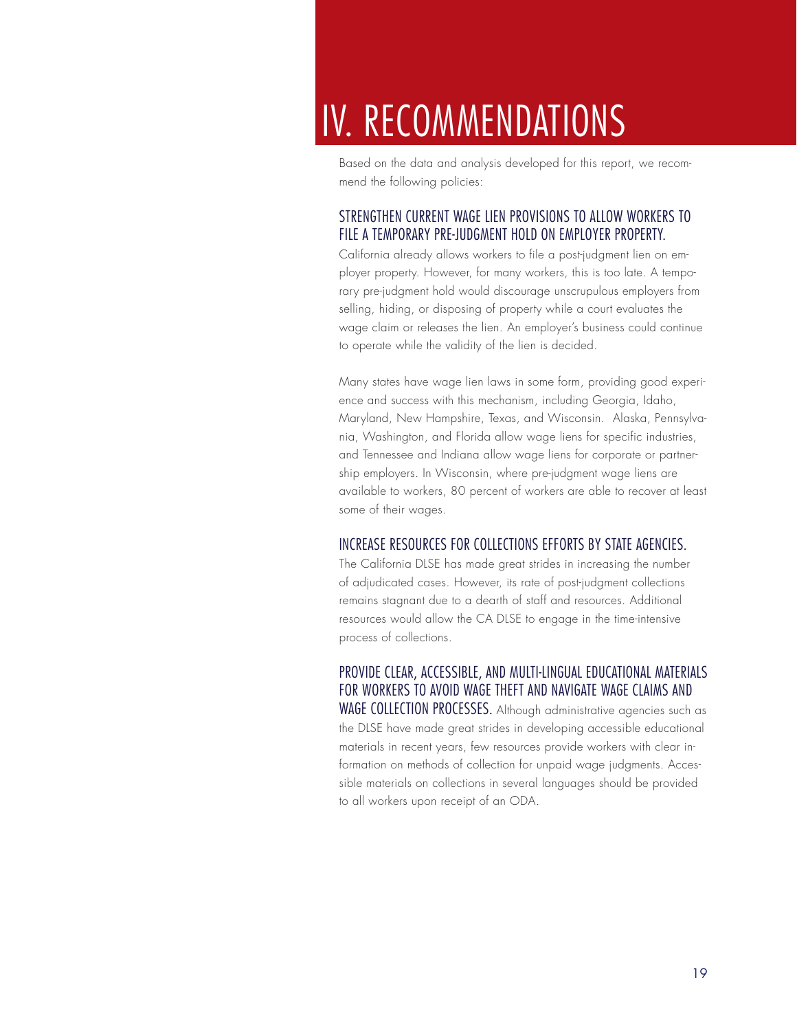# IV. RECOMMENDATIONS

Based on the data and analysis developed for this report, we recommend the following policies:

### STRENGTHEN CURRENT WAGE LIEN PROVISIONS TO ALLOW WORKERS TO FILE A TEMPORARY PRE-JUDGMENT HOLD ON EMPLOYER PROPERTY.

California already allows workers to file a post-judgment lien on employer property. However, for many workers, this is too late. A temporary pre-judgment hold would discourage unscrupulous employers from selling, hiding, or disposing of property while a court evaluates the wage claim or releases the lien. An employer's business could continue to operate while the validity of the lien is decided.

Many states have wage lien laws in some form, providing good experience and success with this mechanism, including Georgia, Idaho, Maryland, New Hampshire, Texas, and Wisconsin. Alaska, Pennsylvania, Washington, and Florida allow wage liens for specific industries, and Tennessee and Indiana allow wage liens for corporate or partnership employers. In Wisconsin, where pre-judgment wage liens are available to workers, 80 percent of workers are able to recover at least some of their wages.

### INCREASE RESOURCES FOR COLLECTIONS EFFORTS BY STATE AGENCIES.

The California DLSE has made great strides in increasing the number of adjudicated cases. However, its rate of post-judgment collections remains stagnant due to a dearth of staff and resources. Additional resources would allow the CA DLSE to engage in the time-intensive process of collections.

### PROVIDE CLEAR, ACCESSIBLE, AND MULTI-LINGUAL EDUCATIONAL MATERIALS FOR WORKERS TO AVOID WAGE THEFT AND NAVIGATE WAGE CLAIMS AND WAGE COLLECTION PROCESSES.

Although administrative agencies such as the DLSE have made great strides in developing accessible educational materials in recent years, few resources provide workers with clear information on methods of collection for unpaid wage judgments. Accessible materials on collections in several languages should be provided to all workers upon receipt of an ODA.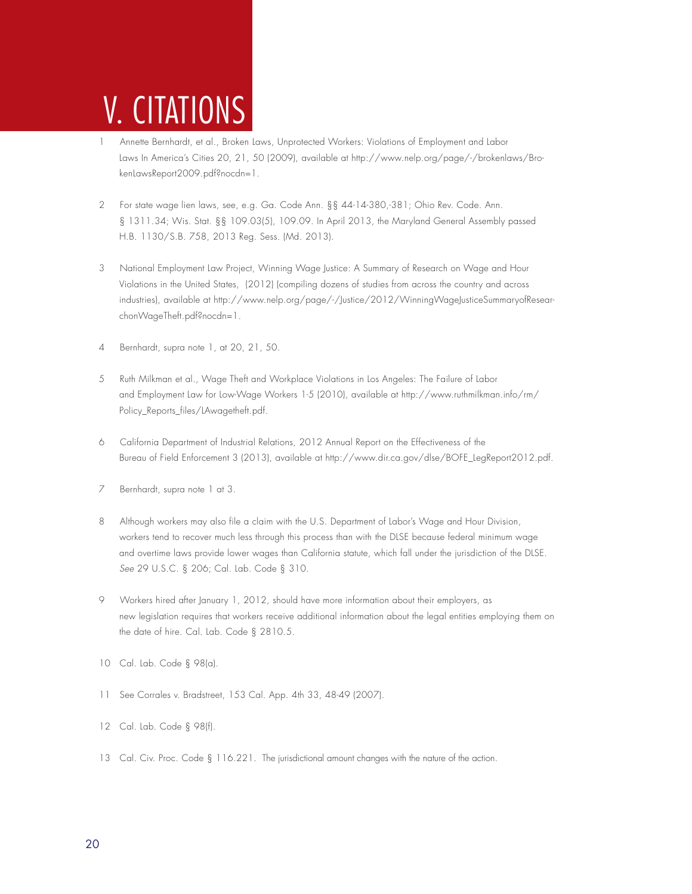# V. CITATIONS

1 Annette Bernhardt, et al., Broken Laws, Unprotected Workers: Violations of Employment and Labor Laws In America's Cities 20, 21, 50 (2009), available at http://www.nelp.org/page/-/brokenlaws/BrokenLawsReport2009.pdf?nocdn=1.

2 For state wage lien laws, see, e.g. Ga. Code Ann. §§ 44-14-380,-381; Ohio Rev. Code. Ann. § 1311.34; Wis. Stat. §§ 109.03(5), 109.09. In April 2013, the Maryland General Assembly passed H.B. 1130/S.B. 758, 2013 Reg. Sess. (Md. 2013).

3 National Employment Law Project, Winning Wage Justice: A Summary of Research on Wage and Hour Violations in the United States, (2012) (compiling dozens of studies from across the country and across industries), available at http://www.nelp.org/page/-/Justice/2012/WinningWageJusticeSummaryofResearchonWageTheft.pdf?nocdn=1.

4 Bernhardt, supra note 1, at 20, 21, 50.

5 Ruth Milkman et al., Wage Theft and Workplace Violations in Los Angeles: The Failure of Labor and Employment Law for Low-Wage Workers 1-5 (2010), available at http://www.ruthmilkman.info/rm/Policy_Reports_files/LAwagetheft.pdf.

6 California Department of Industrial Relations, 2012 Annual Report on the Effectiveness of the Bureau of Field Enforcement 3 (2013), available at http://www.dir.ca.gov/dlse/BOFE_LegReport2012.pdf.

7 Bernhardt, supra note 1 at 3.

8 Although workers may also file a claim with the U.S. Department of Labor's Wage and Hour Division, workers tend to recover much less through this process than with the DLSE because federal minimum wage and overtime laws provide lower wages than California statute, which fall under the jurisdiction of the DLSE. *See* 29 U.S.C. § 206; Cal. Lab. Code § 310.

9 Workers hired after January 1, 2012, should have more information about their employers, as new legislation requires that workers receive additional information about the legal entities employing them on the date of hire. Cal. Lab. Code § 2810.5.

10 Cal. Lab. Code § 98(a).

11 See Corrales v. Bradstreet, 153 Cal. App. 4th 33, 48-49 (2007).

12 Cal. Lab. Code § 98(f).

13 Cal. Civ. Proc. Code § 116.221. The jurisdictional amount changes with the nature of the action.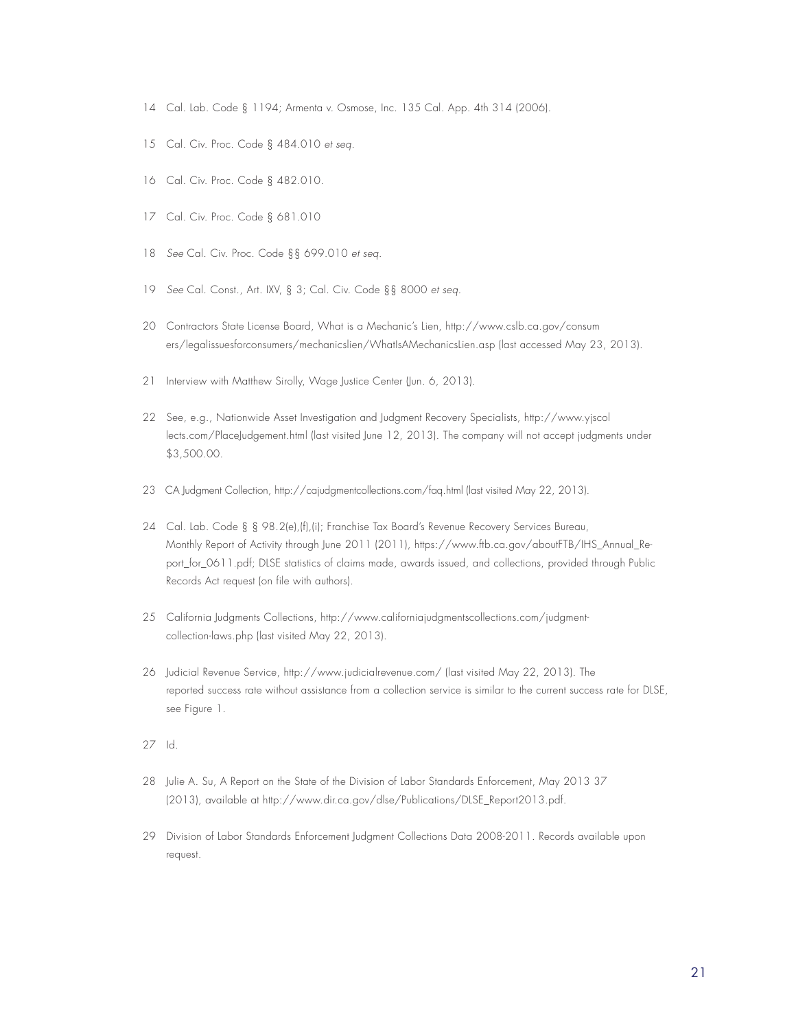14 Cal. Lab. Code § 1194; Armenta v. Osmose, Inc. 135 Cal. App. 4th 314 (2006).

15 Cal. Civ. Proc. Code § 484.010 *et seq*.

16 Cal. Civ. Proc. Code § 482.010.

17 Cal. Civ. Proc. Code § 681.010

18 *See* Cal. Civ. Proc. Code §§ 699.010 *et seq*.

19 *See* Cal. Const., Art. IXV, § 3; Cal. Civ. Code §§ 8000 *et seq*.

20 Contractors State License Board, What is a Mechanic's Lien, http://www.cslb.ca.gov/consumers/legalissuesforconsumers/mechanicslien/WhatIsAMechanicsLien.asp (last accessed May 23, 2013).

21 Interview with Matthew Sirolly, Wage Justice Center (Jun. 6, 2013).

22 See, e.g., Nationwide Asset Investigation and Judgment Recovery Specialists, http://www.yjscollects.com/PlaceJudgement.html (last visited June 12, 2013). The company will not accept judgments under $3,500.00.

23 CA Judgment Collection, http://cajudgmentcollections.com/faq.html (last visited May 22, 2013).

24 Cal. Lab. Code § § 98.2(e),(f),(i); Franchise Tax Board's Revenue Recovery Services Bureau, Monthly Report of Activity through June 2011 (2011), https://www.ftb.ca.gov/aboutFTB/IHS_Annual_Report_for_0611.pdf; DLSE statistics of claims made, awards issued, and collections, provided through Public Records Act request (on file with authors).

25 California Judgments Collections, http://www.californiajudgmentscollections.com/judgment-collection-laws.php (last visited May 22, 2013).

26 Judicial Revenue Service, http://www.judicialrevenue.com/ (last visited May 22, 2013). The reported success rate without assistance from a collection service is similar to the current success rate for DLSE, see Figure 1.

27 Id.

28 Julie A. Su, A Report on the State of the Division of Labor Standards Enforcement, May 2013 37 (2013), available at http://www.dir.ca.gov/dlse/Publications/DLSE_Report2013.pdf.

29 Division of Labor Standards Enforcement Judgment Collections Data 2008-2011. Records available upon request.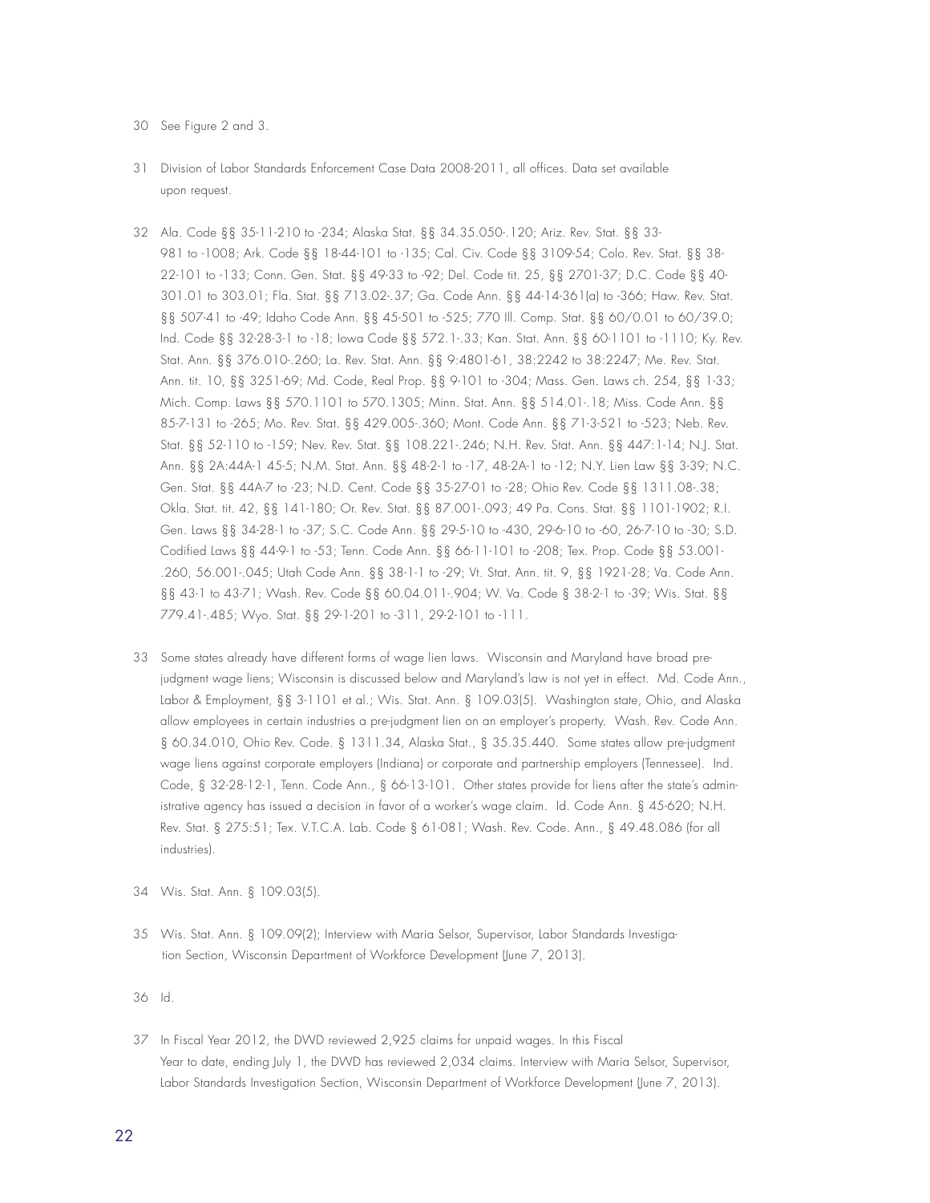30 See Figure 2 and 3.

31 Division of Labor Standards Enforcement Case Data 2008-2011, all offices. Data set available upon request.

32 Ala. Code §§ 35-11-210 to -234; Alaska Stat. §§ 34.35.050-.120; Ariz. Rev. Stat. §§ 33-981 to -1008; Ark. Code §§ 18-44-101 to -135; Cal. Civ. Code §§ 3109-54; Colo. Rev. Stat. §§ 38-22-101 to -133; Conn. Gen. Stat. §§ 49-33 to -92; Del. Code tit. 25, §§ 2701-37; D.C. Code §§ 40-301.01 to 303.01; Fla. Stat. §§ 713.02-.37; Ga. Code Ann. §§ 44-14-361(a) to -366; Haw. Rev. Stat. §§ 507-41 to -49; Idaho Code Ann. §§ 45-501 to -525; 770 Ill. Comp. Stat. §§ 60/0.01 to 60/39.0; Ind. Code §§ 32-28-3-1 to -18; Iowa Code §§ 572.1-.33; Kan. Stat. Ann. §§ 60-1101 to -1110; Ky. Rev. Stat. Ann. §§ 376.010-.260; La. Rev. Stat. Ann. §§ 9:4801-61, 38:2242 to 38:2247; Me. Rev. Stat. Ann. tit. 10, §§ 3251-69; Md. Code, Real Prop. §§ 9-101 to -304; Mass. Gen. Laws ch. 254, §§ 1-33; Mich. Comp. Laws §§ 570.1101 to 570.1305; Minn. Stat. Ann. §§ 514.01-.18; Miss. Code Ann. §§ 85-7-131 to -265; Mo. Rev. Stat. §§ 429.005-.360; Mont. Code Ann. §§ 71-3-521 to -523; Neb. Rev. Stat. §§ 52-110 to -159; Nev. Rev. Stat. §§ 108.221-.246; N.H. Rev. Stat. Ann. §§ 447:1-14; N.J. Stat. Ann. §§ 2A:44A-1 45-5; N.M. Stat. Ann. §§ 48-2-1 to -17, 48-2A-1 to -12; N.Y. Lien Law §§ 3-39; N.C. Gen. Stat. §§ 44A-7 to -23; N.D. Cent. Code §§ 35-27-01 to -28; Ohio Rev. Code §§ 1311.08-.38; Okla. Stat. tit. 42, §§ 141-180; Or. Rev. Stat. §§ 87.001-.093; 49 Pa. Cons. Stat. §§ 1101-1902; R.I. Gen. Laws §§ 34-28-1 to -37; S.C. Code Ann. §§ 29-5-10 to -430, 29-6-10 to -60, 26-7-10 to -30; S.D. Codified Laws §§ 44-9-1 to -53; Tenn. Code Ann. §§ 66-11-101 to -208; Tex. Prop. Code §§ 53.001-.260, 56.001-.045; Utah Code Ann. §§ 38-1-1 to -29; Vt. Stat. Ann. tit. 9, §§ 1921-28; Va. Code Ann. §§ 43-1 to 43-71; Wash. Rev. Code §§ 60.04.011-.904; W. Va. Code § 38-2-1 to -39; Wis. Stat. §§ 779.41-.485; Wyo. Stat. §§ 29-1-201 to -311, 29-2-101 to -111.

33 Some states already have different forms of wage lien laws. Wisconsin and Maryland have broad pre-judgment wage liens; Wisconsin is discussed below and Maryland's law is not yet in effect. Md. Code Ann., Labor & Employment, §§ 3-1101 et al.; Wis. Stat. Ann. § 109.03(5). Washington state, Ohio, and Alaska allow employees in certain industries a pre-judgment lien on an employer's property. Wash. Rev. Code Ann. § 60.34.010, Ohio Rev. Code. § 1311.34, Alaska Stat., § 35.35.440. Some states allow pre-judgment wage liens against corporate employers (Indiana) or corporate and partnership employers (Tennessee). Ind. Code, § 32-28-12-1, Tenn. Code Ann., § 66-13-101. Other states provide for liens after the state's administrative agency has issued a decision in favor of a worker's wage claim. Id. Code Ann. § 45-620; N.H. Rev. Stat. § 275:51; Tex. V.T.C.A. Lab. Code § 61-081; Wash. Rev. Code. Ann., § 49.48.086 (for all industries).

34 Wis. Stat. Ann. § 109.03(5).

35 Wis. Stat. Ann. § 109.09(2); Interview with Maria Selsor, Supervisor, Labor Standards Investigation Section, Wisconsin Department of Workforce Development (June 7, 2013).

36 Id.

37 In Fiscal Year 2012, the DWD reviewed 2,925 claims for unpaid wages. In this Fiscal Year to date, ending July 1, the DWD has reviewed 2,034 claims. Interview with Maria Selsor, Supervisor, Labor Standards Investigation Section, Wisconsin Department of Workforce Development (June 7, 2013).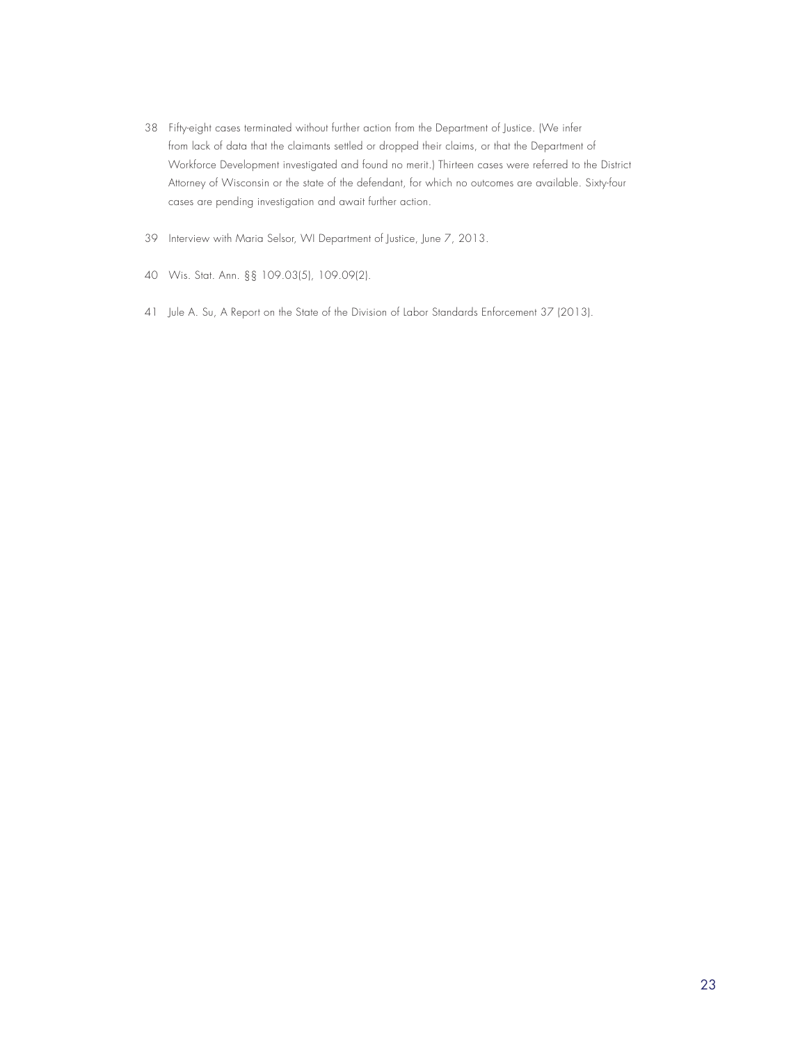38 Fifty-eight cases terminated without further action from the Department of Justice. (We infer from lack of data that the claimants settled or dropped their claims, or that the Department of Workforce Development investigated and found no merit.) Thirteen cases were referred to the District Attorney of Wisconsin or the state of the defendant, for which no outcomes are available. Sixty-four cases are pending investigation and await further action.

39 Interview with Maria Selsor, WI Department of Justice, June 7, 2013.

40 Wis. Stat. Ann. §§ 109.03(5), 109.09(2).

41 Jule A. Su, A Report on the State of the Division of Labor Standards Enforcement 37 (2013).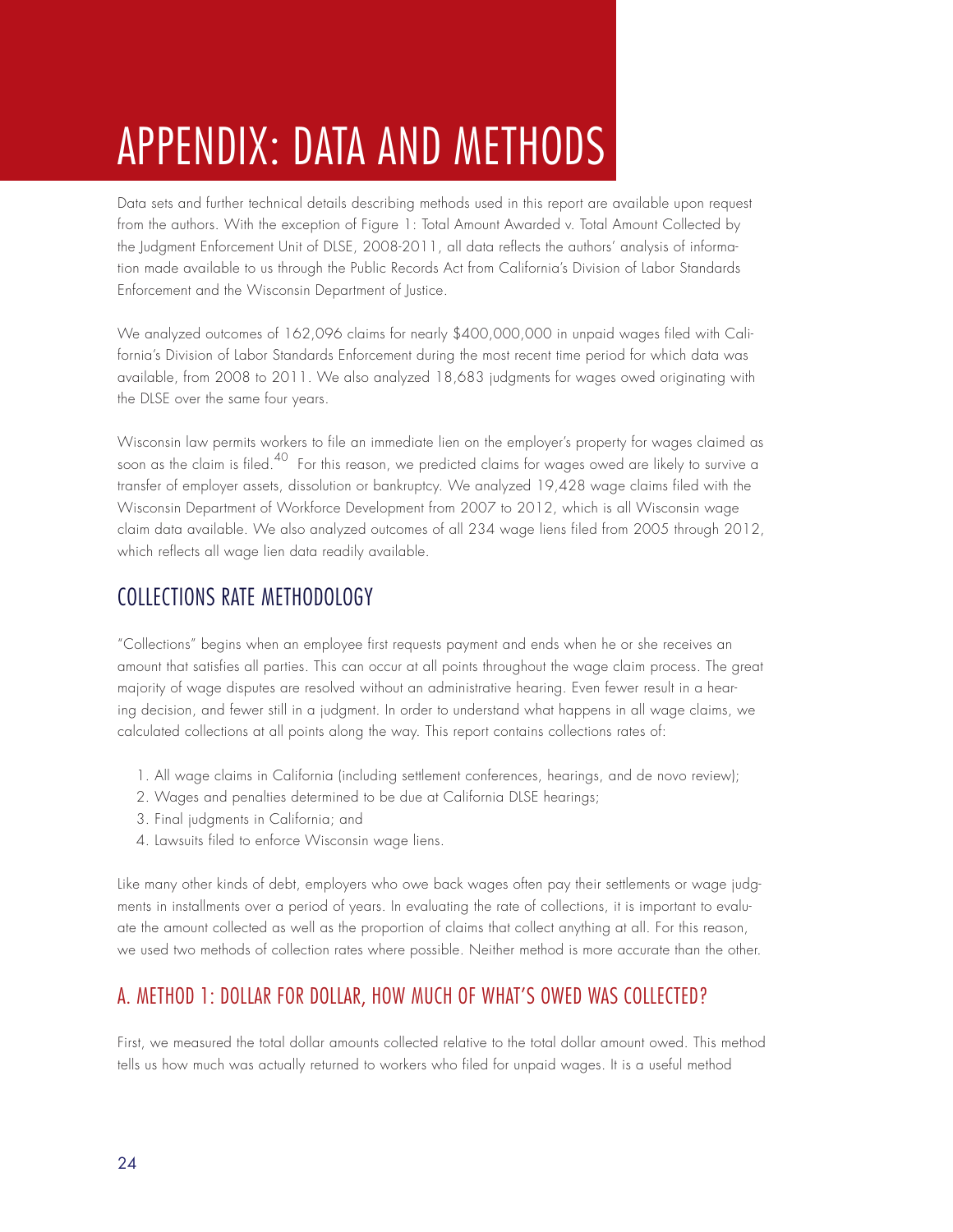# APPENDIX: DATA AND METHODS

Data sets and further technical details describing methods used in this report are available upon request from the authors. With the exception of Figure 1: Total Amount Awarded v. Total Amount Collected by the Judgment Enforcement Unit of DLSE, 2008-2011, all data reflects the authors' analysis of information made available to us through the Public Records Act from California's Division of Labor Standards Enforcement and the Wisconsin Department of Justice.

We analyzed outcomes of 162,096 claims for nearly $400,000,000 in unpaid wages filed with California's Division of Labor Standards Enforcement during the most recent time period for which data was available, from 2008 to 2011. We also analyzed 18,683 judgments for wages owed originating with the DLSE over the same four years.

Wisconsin law permits workers to file an immediate lien on the employer's property for wages claimed as soon as the claim is filed.[40] For this reason, we predicted claims for wages owed are likely to survive a transfer of employer assets, dissolution or bankruptcy. We analyzed 19,428 wage claims filed with the Wisconsin Department of Workforce Development from 2007 to 2012, which is all Wisconsin wage claim data available. We also analyzed outcomes of all 234 wage liens filed from 2005 through 2012, which reflects all wage lien data readily available.

## COLLECTIONS RATE METHODOLOGY

"Collections" begins when an employee first requests payment and ends when he or she receives an amount that satisfies all parties. This can occur at all points throughout the wage claim process. The great majority of wage disputes are resolved without an administrative hearing. Even fewer result in a hearing decision, and fewer still in a judgment. In order to understand what happens in all wage claims, we calculated collections at all points along the way. This report contains collections rates of:

1. All wage claims in California (including settlement conferences, hearings, and de novo review);
2. Wages and penalties determined to be due at California DLSE hearings;
3. Final judgments in California; and
4. Lawsuits filed to enforce Wisconsin wage liens.

Like many other kinds of debt, employers who owe back wages often pay their settlements or wage judgments in installments over a period of years. In evaluating the rate of collections, it is important to evaluate the amount collected as well as the proportion of claims that collect anything at all. For this reason, we used two methods of collection rates where possible. Neither method is more accurate than the other.

## A. METHOD 1: DOLLAR FOR DOLLAR, HOW MUCH OF WHAT'S OWED WAS COLLECTED?

First, we measured the total dollar amounts collected relative to the total dollar amount owed. This method tells us how much was actually returned to workers who filed for unpaid wages. It is a useful method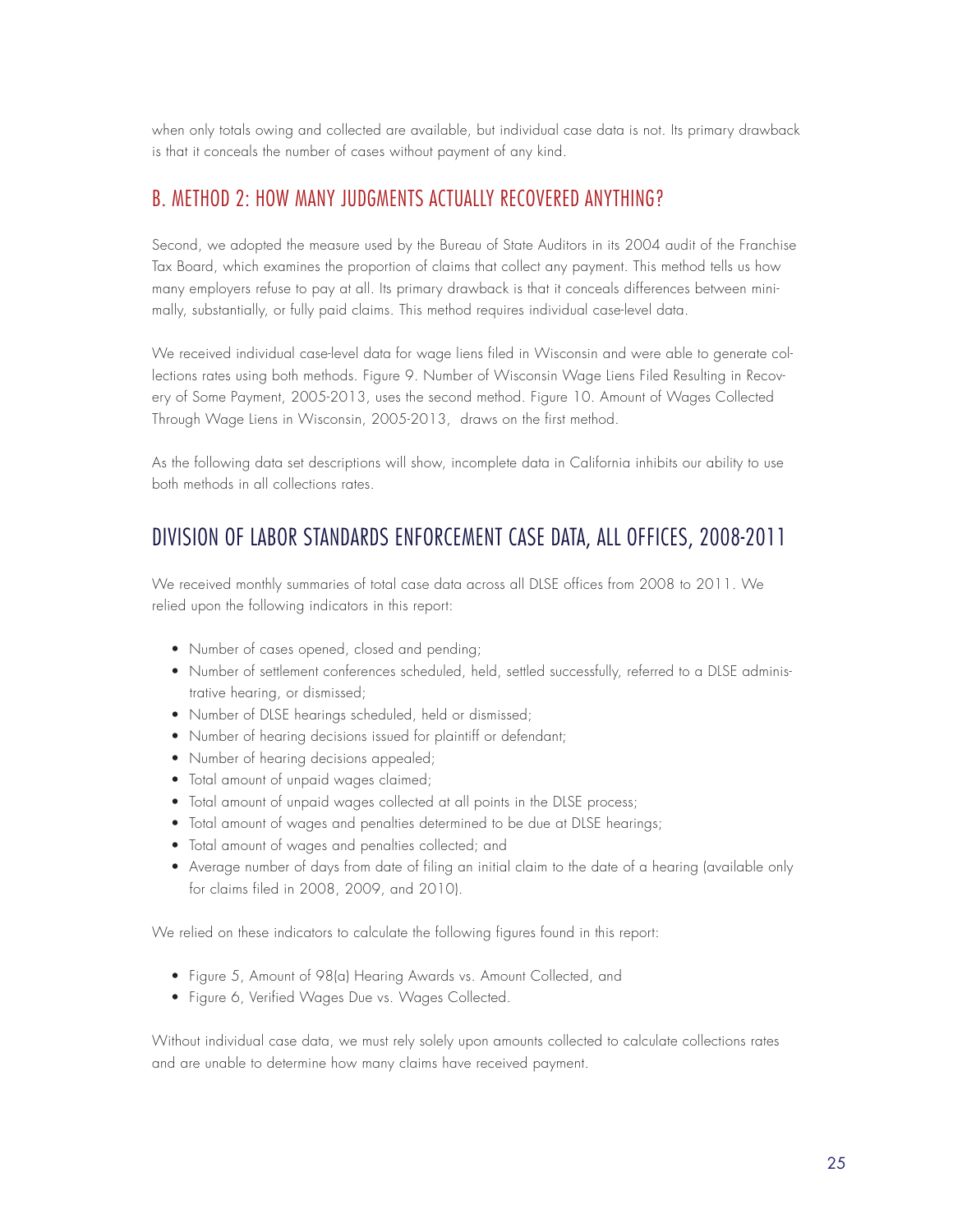when only totals owing and collected are available, but individual case data is not. Its primary drawback is that it conceals the number of cases without payment of any kind.

## B. METHOD 2: HOW MANY JUDGMENTS ACTUALLY RECOVERED ANYTHING?

Second, we adopted the measure used by the Bureau of State Auditors in its 2004 audit of the Franchise Tax Board, which examines the proportion of claims that collect any payment. This method tells us how many employers refuse to pay at all. Its primary drawback is that it conceals differences between minimally, substantially, or fully paid claims. This method requires individual case-level data.

We received individual case-level data for wage liens filed in Wisconsin and were able to generate collections rates using both methods. Figure 9. Number of Wisconsin Wage Liens Filed Resulting in Recovery of Some Payment, 2005-2013, uses the second method. Figure 10. Amount of Wages Collected Through Wage Liens in Wisconsin, 2005-2013, draws on the first method.

As the following data set descriptions will show, incomplete data in California inhibits our ability to use both methods in all collections rates.

## DIVISION OF LABOR STANDARDS ENFORCEMENT CASE DATA, ALL OFFICES, 2008-2011

We received monthly summaries of total case data across all DLSE offices from 2008 to 2011. We relied upon the following indicators in this report:

- Number of cases opened, closed and pending;
- Number of settlement conferences scheduled, held, settled successfully, referred to a DLSE administrative hearing, or dismissed;
- Number of DLSE hearings scheduled, held or dismissed;
- Number of hearing decisions issued for plaintiff or defendant;
- Number of hearing decisions appealed;
- Total amount of unpaid wages claimed;
- Total amount of unpaid wages collected at all points in the DLSE process;
- Total amount of wages and penalties determined to be due at DLSE hearings;
- Total amount of wages and penalties collected; and
- Average number of days from date of filing an initial claim to the date of a hearing (available only for claims filed in 2008, 2009, and 2010).

We relied on these indicators to calculate the following figures found in this report:

- Figure 5, Amount of 98(a) Hearing Awards vs. Amount Collected, and
- Figure 6, Verified Wages Due vs. Wages Collected.

Without individual case data, we must rely solely upon amounts collected to calculate collections rates and are unable to determine how many claims have received payment.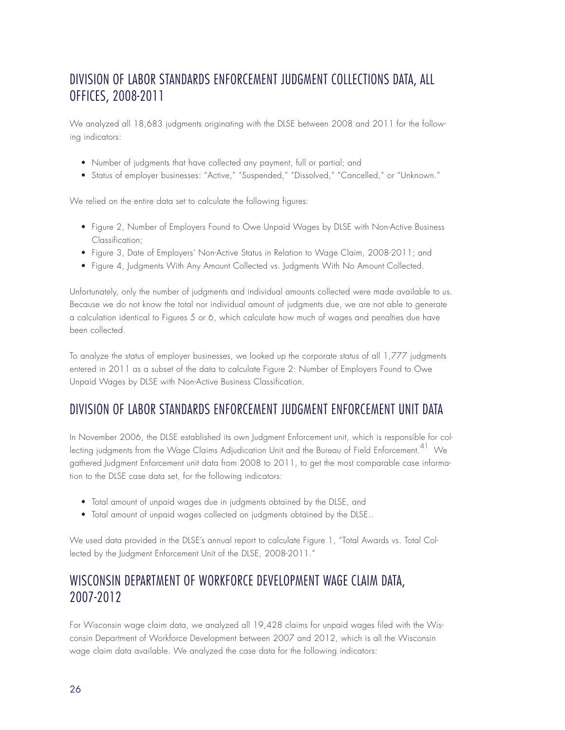## DIVISION OF LABOR STANDARDS ENFORCEMENT JUDGMENT COLLECTIONS DATA, ALL OFFICES, 2008-2011

We analyzed all 18,683 judgments originating with the DLSE between 2008 and 2011 for the following indicators:

- Number of judgments that have collected any payment, full or partial; and
- Status of employer businesses: "Active," "Suspended," "Dissolved," "Cancelled," or "Unknown."

We relied on the entire data set to calculate the following figures:

- Figure 2, Number of Employers Found to Owe Unpaid Wages by DLSE with Non-Active Business Classification;
- Figure 3, Date of Employers' Non-Active Status in Relation to Wage Claim, 2008-2011; and
- Figure 4, Judgments With Any Amount Collected vs. Judgments With No Amount Collected.

Unfortunately, only the number of judgments and individual amounts collected were made available to us. Because we do not know the total nor individual amount of judgments due, we are not able to generate a calculation identical to Figures 5 or 6, which calculate how much of wages and penalties due have been collected.

To analyze the status of employer businesses, we looked up the corporate status of all 1,777 judgments entered in 2011 as a subset of the data to calculate Figure 2: Number of Employers Found to Owe Unpaid Wages by DLSE with Non-Active Business Classification.

## DIVISION OF LABOR STANDARDS ENFORCEMENT JUDGMENT ENFORCEMENT UNIT DATA

In November 2006, the DLSE established its own Judgment Enforcement unit, which is responsible for collecting judgments from the Wage Claims Adjudication Unit and the Bureau of Field Enforcement.[41] We gathered Judgment Enforcement unit data from 2008 to 2011, to get the most comparable case information to the DLSE case data set, for the following indicators:

- Total amount of unpaid wages due in judgments obtained by the DLSE, and
- Total amount of unpaid wages collected on judgments obtained by the DLSE..

We used data provided in the DLSE's annual report to calculate Figure 1, "Total Awards vs. Total Collected by the Judgment Enforcement Unit of the DLSE, 2008-2011."

## WISCONSIN DEPARTMENT OF WORKFORCE DEVELOPMENT WAGE CLAIM DATA, 2007-2012

For Wisconsin wage claim data, we analyzed all 19,428 claims for unpaid wages filed with the Wisconsin Department of Workforce Development between 2007 and 2012, which is all the Wisconsin wage claim data available. We analyzed the case data for the following indicators: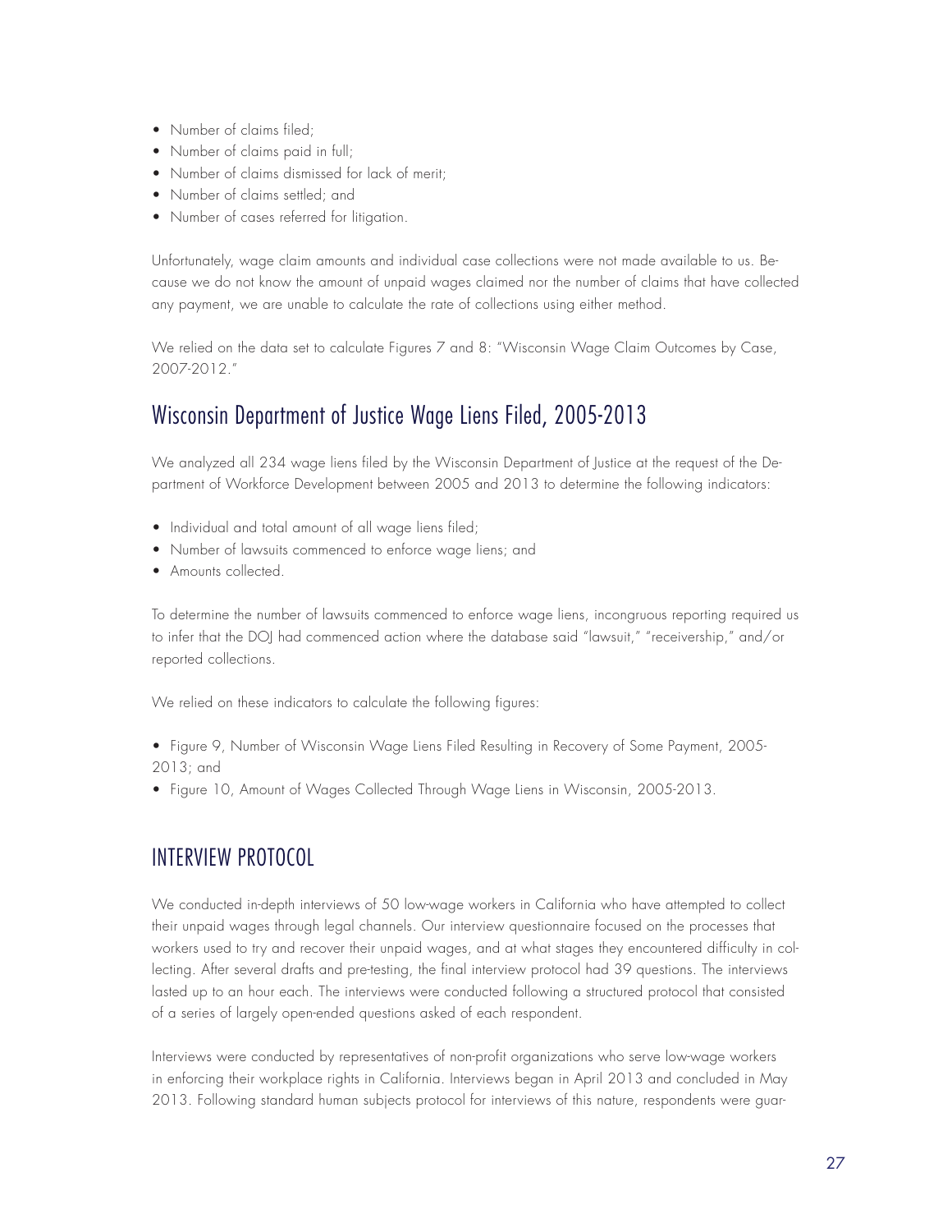- Number of claims filed;
- Number of claims paid in full;
- Number of claims dismissed for lack of merit;
- Number of claims settled; and
- Number of cases referred for litigation.

Unfortunately, wage claim amounts and individual case collections were not made available to us. Because we do not know the amount of unpaid wages claimed nor the number of claims that have collected any payment, we are unable to calculate the rate of collections using either method.

We relied on the data set to calculate Figures 7 and 8: "Wisconsin Wage Claim Outcomes by Case, 2007-2012."

## Wisconsin Department of Justice Wage Liens Filed, 2005-2013

We analyzed all 234 wage liens filed by the Wisconsin Department of Justice at the request of the Department of Workforce Development between 2005 and 2013 to determine the following indicators:

- Individual and total amount of all wage liens filed;
- Number of lawsuits commenced to enforce wage liens; and
- Amounts collected.

To determine the number of lawsuits commenced to enforce wage liens, incongruous reporting required us to infer that the DOJ had commenced action where the database said "lawsuit," "receivership," and/or reported collections.

We relied on these indicators to calculate the following figures:

- Figure 9, Number of Wisconsin Wage Liens Filed Resulting in Recovery of Some Payment, 2005-2013; and
- Figure 10, Amount of Wages Collected Through Wage Liens in Wisconsin, 2005-2013.

## INTERVIEW PROTOCOL

We conducted in-depth interviews of 50 low-wage workers in California who have attempted to collect their unpaid wages through legal channels. Our interview questionnaire focused on the processes that workers used to try and recover their unpaid wages, and at what stages they encountered difficulty in collecting. After several drafts and pre-testing, the final interview protocol had 39 questions. The interviews lasted up to an hour each. The interviews were conducted following a structured protocol that consisted of a series of largely open-ended questions asked of each respondent.

Interviews were conducted by representatives of non-profit organizations who serve low-wage workers in enforcing their workplace rights in California. Interviews began in April 2013 and concluded in May 2013. Following standard human subjects protocol for interviews of this nature, respondents were guar-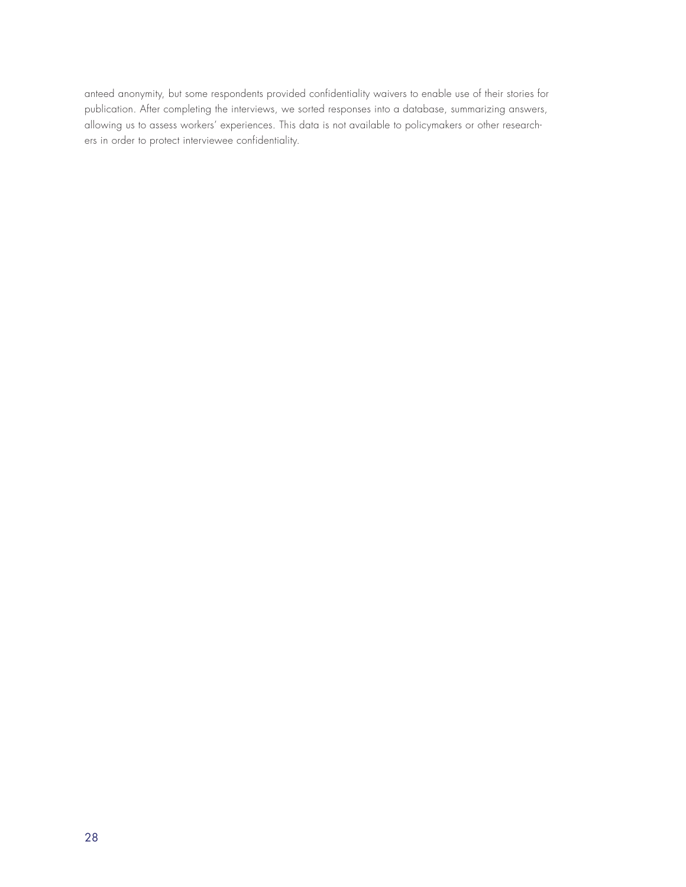anteed anonymity, but some respondents provided confidentiality waivers to enable use of their stories for publication. After completing the interviews, we sorted responses into a database, summarizing answers, allowing us to assess workers' experiences. This data is not available to policymakers or other researchers in order to protect interviewee confidentiality.